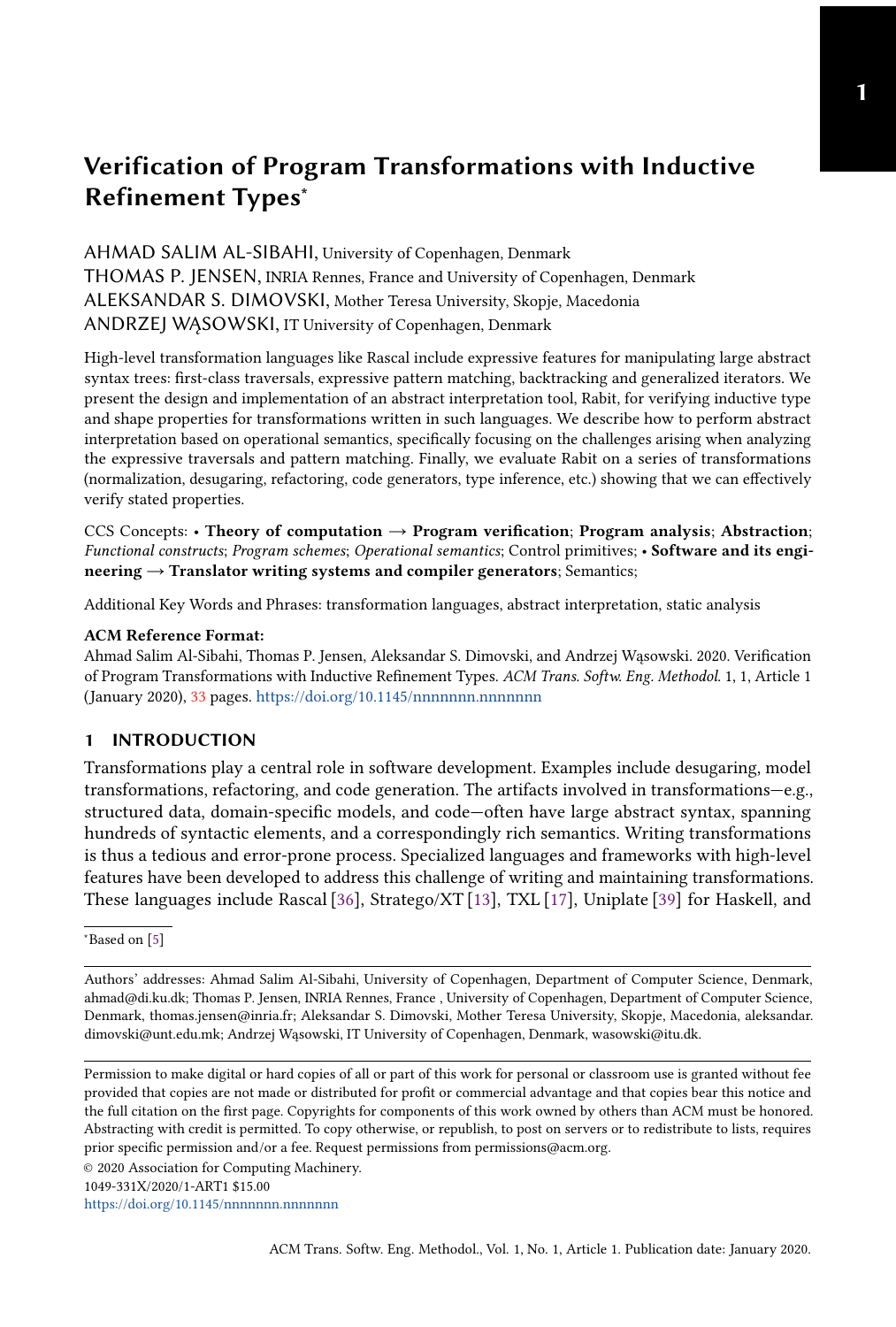# Verification of Program Transformations with Inductive Refinement Types*

AHMAD SALIM AL-SIBAHI, University of Copenhagen, Denmark
THOMAS P. JENSEN, INRIA Rennes, France and University of Copenhagen, Denmark
ALEKSANDAR S. DIMOVSKI, Mother Teresa University, Skopje, Macedonia
ANDRZEJ WĄSOWSKI, IT University of Copenhagen, Denmark

High-level transformation languages like Rascal include expressive features for manipulating large abstract syntax trees: first-class traversals, expressive pattern matching, backtracking and generalized iterators. We present the design and implementation of an abstract interpretation tool, Rabit, for verifying inductive type and shape properties for transformations written in such languages. We describe how to perform abstract interpretation based on operational semantics, specifically focusing on the challenges arising when analyzing the expressive traversals and pattern matching. Finally, we evaluate Rabit on a series of transformations (normalization, desugaring, refactoring, code generators, type inference, etc.) showing that we can effectively verify stated properties.

CCS Concepts: • **Theory of computation → Program verification**; **Program analysis**; **Abstraction**; *Functional constructs*; *Program schemes*; *Operational semantics*; Control primitives; • **Software and its engineering → Translator writing systems and compiler generators**; Semantics;

Additional Key Words and Phrases: transformation languages, abstract interpretation, static analysis

**ACM Reference Format:**
Ahmad Salim Al-Sibahi, Thomas P. Jensen, Aleksandar S. Dimovski, and Andrzej Wąsowski. 2020. Verification of Program Transformations with Inductive Refinement Types. *ACM Trans. Softw. Eng. Methodol.* 1, 1, Article 1 (January 2020), 33 pages. https://doi.org/10.1145/nnnnnnn.nnnnnnn

## 1 INTRODUCTION

Transformations play a central role in software development. Examples include desugaring, model transformations, refactoring, and code generation. The artifacts involved in transformations—e.g., structured data, domain-specific models, and code—often have large abstract syntax, spanning hundreds of syntactic elements, and a correspondingly rich semantics. Writing transformations is thus a tedious and error-prone process. Specialized languages and frameworks with high-level features have been developed to address this challenge of writing and maintaining transformations. These languages include Rascal [36], Stratego/XT [13], TXL [17], Uniplate [39] for Haskell, and

*Based on [5]

Authors' addresses: Ahmad Salim Al-Sibahi, University of Copenhagen, Department of Computer Science, Denmark, ahmad@di.ku.dk; Thomas P. Jensen, INRIA Rennes, France , University of Copenhagen, Department of Computer Science, Denmark, thomas.jensen@inria.fr; Aleksandar S. Dimovski, Mother Teresa University, Skopje, Macedonia, aleksandar.dimovski@unt.edu.mk; Andrzej Wąsowski, IT University of Copenhagen, Denmark, wasowski@itu.dk.

Permission to make digital or hard copies of all or part of this work for personal or classroom use is granted without fee provided that copies are not made or distributed for profit or commercial advantage and that copies bear this notice and the full citation on the first page. Copyrights for components of this work owned by others than ACM must be honored. Abstracting with credit is permitted. To copy otherwise, or republish, to post on servers or to redistribute to lists, requires prior specific permission and/or a fee. Request permissions from permissions@acm.org.

© 2020 Association for Computing Machinery.
1049-331X/2020/1-ART1 $15.00
https://doi.org/10.1145/nnnnnnn.nnnnnnn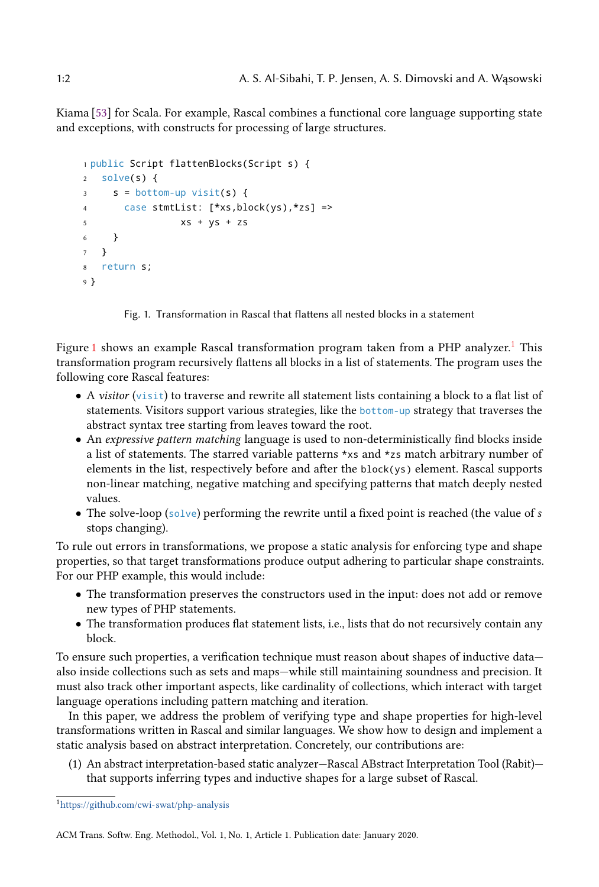Kiama [53] for Scala. For example, Rascal combines a functional core language supporting state and exceptions, with constructs for processing of large structures.

```
1 public Script flattenBlocks(Script s) {
2   solve(s) {
3     s = bottom-up visit(s) {
4       case stmtList: [*xs,block(ys),*zs] =>
5                  xs + ys + zs
6     }
7   }
8   return s;
9 }
```

Fig. 1. Transformation in Rascal that flattens all nested blocks in a statement

Figure 1 shows an example Rascal transformation program taken from a PHP analyzer.[1] This transformation program recursively flattens all blocks in a list of statements. The program uses the following core Rascal features:

- A *visitor* (`visit`) to traverse and rewrite all statement lists containing a block to a flat list of statements. Visitors support various strategies, like the `bottom-up` strategy that traverses the abstract syntax tree starting from leaves toward the root.
- An *expressive pattern matching* language is used to non-deterministically find blocks inside a list of statements. The starred variable patterns `*xs` and `*zs` match arbitrary number of elements in the list, respectively before and after the `block(ys)` element. Rascal supports non-linear matching, negative matching and specifying patterns that match deeply nested values.
- The solve-loop (`solve`) performing the rewrite until a fixed point is reached (the value of $s$ stops changing).

To rule out errors in transformations, we propose a static analysis for enforcing type and shape properties, so that target transformations produce output adhering to particular shape constraints. For our PHP example, this would include:

- The transformation preserves the constructors used in the input: does not add or remove new types of PHP statements.
- The transformation produces flat statement lists, i.e., lists that do not recursively contain any block.

To ensure such properties, a verification technique must reason about shapes of inductive data—also inside collections such as sets and maps—while still maintaining soundness and precision. It must also track other important aspects, like cardinality of collections, which interact with target language operations including pattern matching and iteration.

In this paper, we address the problem of verifying type and shape properties for high-level transformations written in Rascal and similar languages. We show how to design and implement a static analysis based on abstract interpretation. Concretely, our contributions are:

(1) An abstract interpretation-based static analyzer—Rascal ABstract Interpretation Tool (Rabit)—that supports inferring types and inductive shapes for a large subset of Rascal.

[1] https://github.com/cwi-swat/php-analysis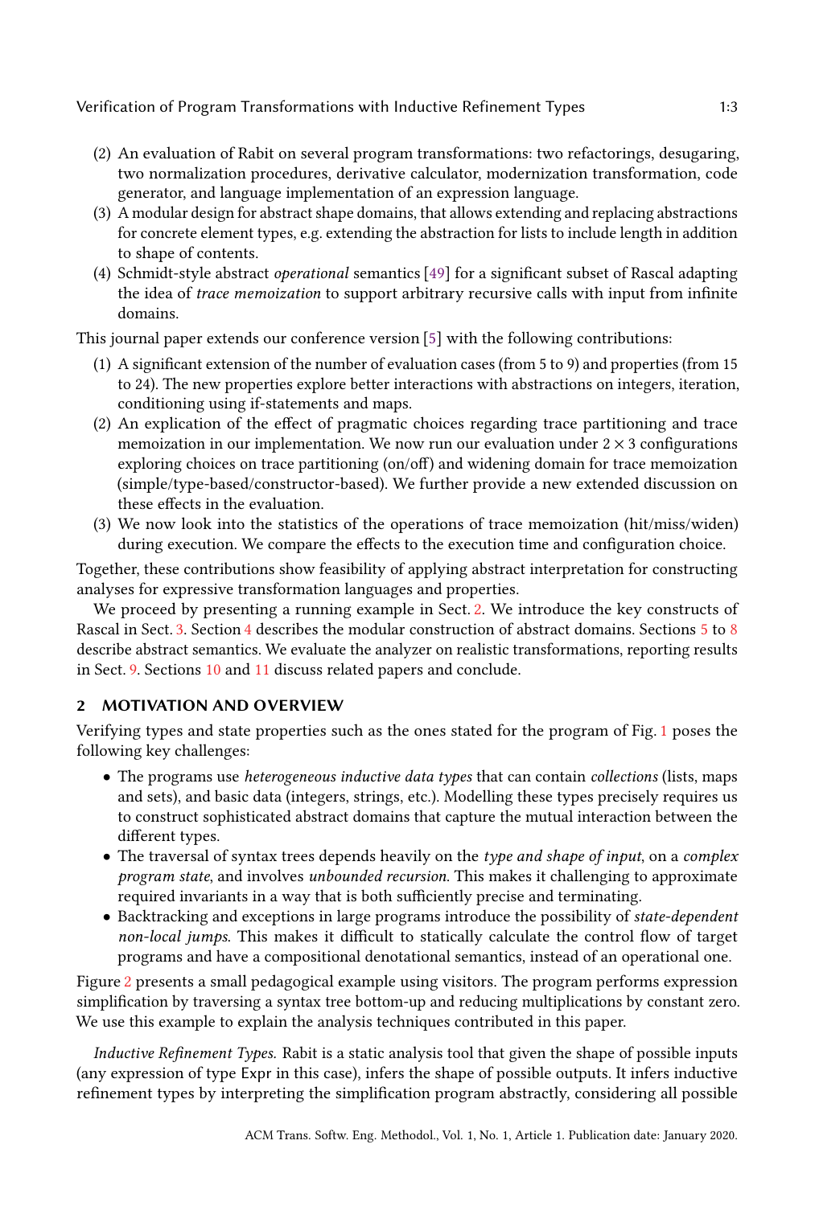(2) An evaluation of Rabit on several program transformations: two refactorings, desugaring, two normalization procedures, derivative calculator, modernization transformation, code generator, and language implementation of an expression language.
(3) A modular design for abstract shape domains, that allows extending and replacing abstractions for concrete element types, e.g. extending the abstraction for lists to include length in addition to shape of contents.
(4) Schmidt-style abstract *operational* semantics [49] for a significant subset of Rascal adapting the idea of *trace memoization* to support arbitrary recursive calls with input from infinite domains.

This journal paper extends our conference version [5] with the following contributions:

(1) A significant extension of the number of evaluation cases (from 5 to 9) and properties (from 15 to 24). The new properties explore better interactions with abstractions on integers, iteration, conditioning using if-statements and maps.
(2) An explication of the effect of pragmatic choices regarding trace partitioning and trace memoization in our implementation. We now run our evaluation under $2 \times 3$ configurations exploring choices on trace partitioning (on/off) and widening domain for trace memoization (simple/type-based/constructor-based). We further provide a new extended discussion on these effects in the evaluation.
(3) We now look into the statistics of the operations of trace memoization (hit/miss/widen) during execution. We compare the effects to the execution time and configuration choice.

Together, these contributions show feasibility of applying abstract interpretation for constructing analyses for expressive transformation languages and properties.

We proceed by presenting a running example in Sect. 2. We introduce the key constructs of Rascal in Sect. 3. Section 4 describes the modular construction of abstract domains. Sections 5 to 8 describe abstract semantics. We evaluate the analyzer on realistic transformations, reporting results in Sect. 9. Sections 10 and 11 discuss related papers and conclude.

## 2 MOTIVATION AND OVERVIEW

Verifying types and state properties such as the ones stated for the program of Fig. 1 poses the following key challenges:

- The programs use *heterogeneous inductive data types* that can contain *collections* (lists, maps and sets), and basic data (integers, strings, etc.). Modelling these types precisely requires us to construct sophisticated abstract domains that capture the mutual interaction between the different types.
- The traversal of syntax trees depends heavily on the *type and shape of input*, on a *complex program state*, and involves *unbounded recursion*. This makes it challenging to approximate required invariants in a way that is both sufficiently precise and terminating.
- Backtracking and exceptions in large programs introduce the possibility of *state-dependent non-local jumps*. This makes it difficult to statically calculate the control flow of target programs and have a compositional denotational semantics, instead of an operational one.

Figure 2 presents a small pedagogical example using visitors. The program performs expression simplification by traversing a syntax tree bottom-up and reducing multiplications by constant zero. We use this example to explain the analysis techniques contributed in this paper.

*Inductive Refinement Types.* Rabit is a static analysis tool that given the shape of possible inputs (any expression of type Expr in this case), infers the shape of possible outputs. It infers inductive refinement types by interpreting the simplification program abstractly, considering all possible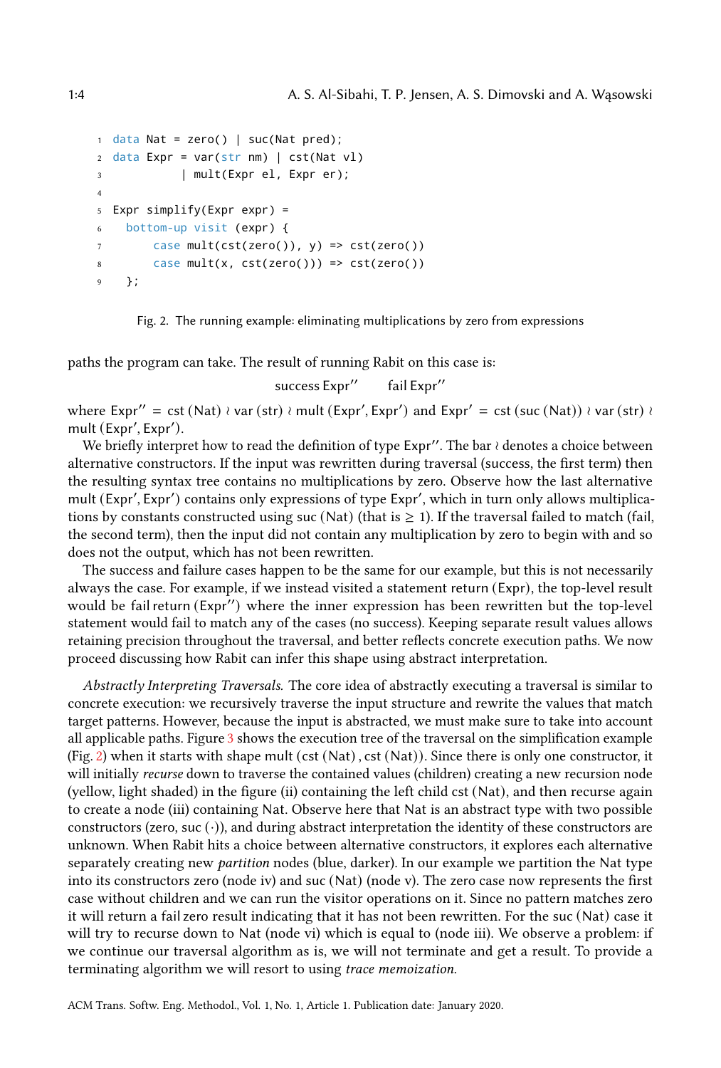```
1  data Nat = zero() | suc(Nat pred);
2  data Expr = var(str nm) | cst(Nat vl)
3            | mult(Expr el, Expr er);
4
5  Expr simplify(Expr expr) =
6    bottom-up visit (expr) {
7        case mult(cst(zero()), y) => cst(zero())
8        case mult(x, cst(zero())) => cst(zero())
9    };
```

Fig. 2. The running example: eliminating multiplications by zero from expressions

paths the program can take. The result of running Rabit on this case is:

$$\text{success Expr}'' \qquad \text{fail Expr}''$$

where $\text{Expr}'' = \text{cst}\,(\text{Nat}) \wr \text{var}\,(\text{str}) \wr \text{mult}\,(\text{Expr}', \text{Expr}')$ and $\text{Expr}' = \text{cst}\,(\text{suc}\,(\text{Nat})) \wr \text{var}\,(\text{str}) \wr \text{mult}\,(\text{Expr}', \text{Expr}')$.

We briefly interpret how to read the definition of type $\text{Expr}''$. The bar $\wr$ denotes a choice between alternative constructors. If the input was rewritten during traversal (success, the first term) then the resulting syntax tree contains no multiplications by zero. Observe how the last alternative $\text{mult}\,(\text{Expr}', \text{Expr}')$ contains only expressions of type $\text{Expr}'$, which in turn only allows multiplications by constants constructed using $\text{suc}\,(\text{Nat})$ (that is $\geq 1$). If the traversal failed to match (fail, the second term), then the input did not contain any multiplication by zero to begin with and so does not the output, which has not been rewritten.

The success and failure cases happen to be the same for our example, but this is not necessarily always the case. For example, if we instead visited a statement $\text{return}\,(\text{Expr})$, the top-level result would be $\text{fail}\,\text{return}\,(\text{Expr}'')$ where the inner expression has been rewritten but the top-level statement would fail to match any of the cases (no success). Keeping separate result values allows retaining precision throughout the traversal, and better reflects concrete execution paths. We now proceed discussing how Rabit can infer this shape using abstract interpretation.

*Abstractly Interpreting Traversals.* The core idea of abstractly executing a traversal is similar to concrete execution: we recursively traverse the input structure and rewrite the values that match target patterns. However, because the input is abstracted, we must make sure to take into account all applicable paths. Figure 3 shows the execution tree of the traversal on the simplification example (Fig. 2) when it starts with shape $\text{mult}\,(\text{cst}\,(\text{Nat}), \text{cst}\,(\text{Nat}))$. Since there is only one constructor, it will initially *recurse* down to traverse the contained values (children) creating a new recursion node (yellow, light shaded) in the figure (ii) containing the left child $\text{cst}\,(\text{Nat})$, and then recurse again to create a node (iii) containing Nat. Observe here that Nat is an abstract type with two possible constructors (zero, $\text{suc}\,(\cdot)$), and during abstract interpretation the identity of these constructors are unknown. When Rabit hits a choice between alternative constructors, it explores each alternative separately creating new *partition* nodes (blue, darker). In our example we partition the Nat type into its constructors zero (node iv) and $\text{suc}\,(\text{Nat})$ (node v). The zero case now represents the first case without children and we can run the visitor operations on it. Since no pattern matches zero it will return a $\text{fail}\,\text{zero}$ result indicating that it has not been rewritten. For the $\text{suc}\,(\text{Nat})$ case it will try to recurse down to Nat (node vi) which is equal to (node iii). We observe a problem: if we continue our traversal algorithm as is, we will not terminate and get a result. To provide a terminating algorithm we will resort to using *trace memoization*.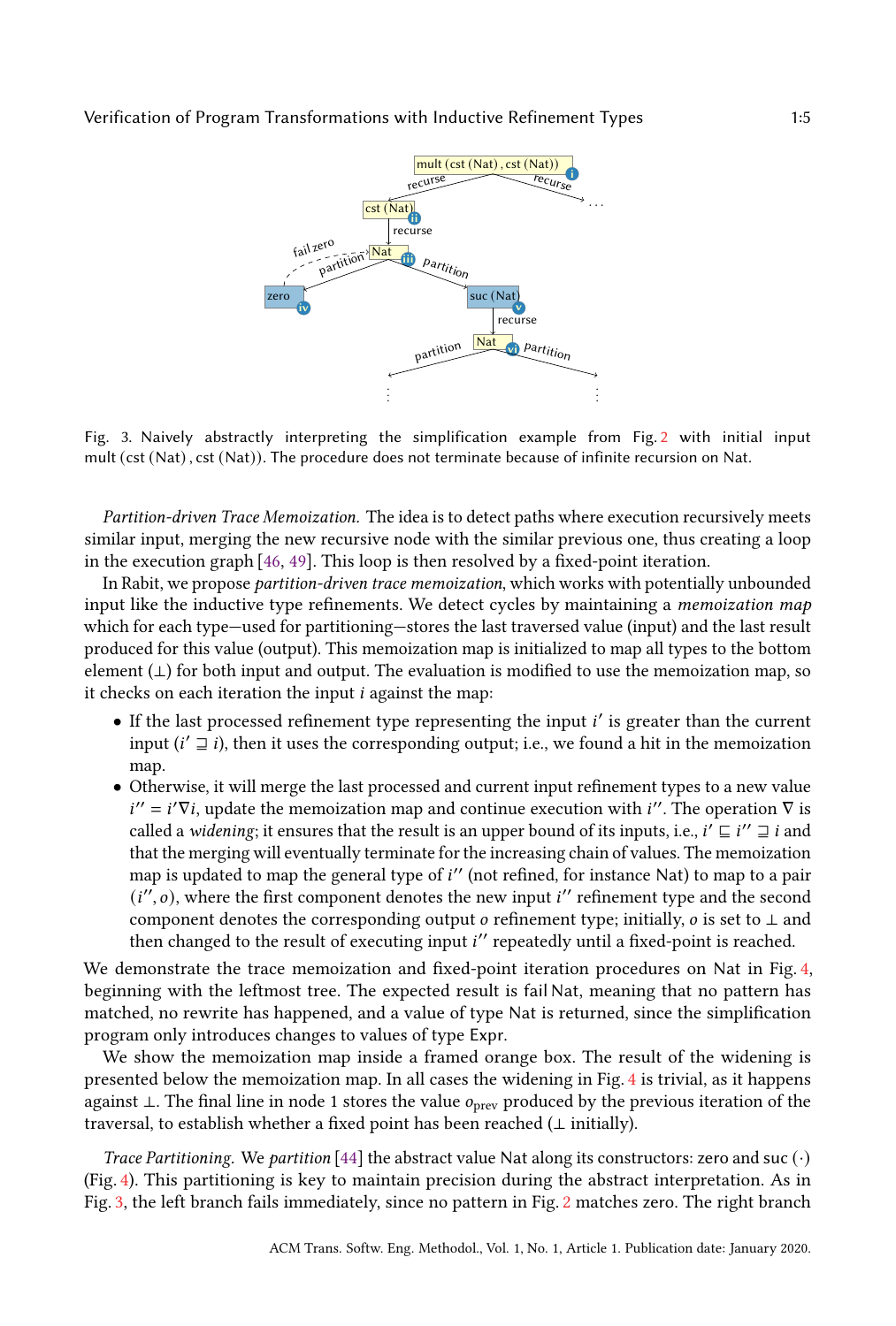Fig. 3. Naively abstractly interpreting the simplification example from Fig. 2 with initial input mult (cst (Nat) , cst (Nat)). The procedure does not terminate because of infinite recursion on Nat.

*Partition-driven Trace Memoization.* The idea is to detect paths where execution recursively meets similar input, merging the new recursive node with the similar previous one, thus creating a loop in the execution graph [46, 49]. This loop is then resolved by a fixed-point iteration.

In Rabit, we propose *partition-driven trace memoization*, which works with potentially unbounded input like the inductive type refinements. We detect cycles by maintaining a *memoization map* which for each type—used for partitioning—stores the last traversed value (input) and the last result produced for this value (output). This memoization map is initialized to map all types to the bottom element ($\bot$) for both input and output. The evaluation is modified to use the memoization map, so it checks on each iteration the input $i$ against the map:

- If the last processed refinement type representing the input $i'$ is greater than the current input ($i' \sqsupseteq i$), then it uses the corresponding output; i.e., we found a hit in the memoization map.
- Otherwise, it will merge the last processed and current input refinement types to a new value $i'' = i' \nabla i$, update the memoization map and continue execution with $i''$. The operation $\nabla$ is called a *widening*; it ensures that the result is an upper bound of its inputs, i.e., $i' \sqsubseteq i'' \sqsupseteq i$ and that the merging will eventually terminate for the increasing chain of values. The memoization map is updated to map the general type of $i''$ (not refined, for instance Nat) to map to a pair $(i'', o)$, where the first component denotes the new input $i''$ refinement type and the second component denotes the corresponding output $o$ refinement type; initially, $o$ is set to $\bot$ and then changed to the result of executing input $i''$ repeatedly until a fixed-point is reached.

We demonstrate the trace memoization and fixed-point iteration procedures on Nat in Fig. 4, beginning with the leftmost tree. The expected result is fail Nat, meaning that no pattern has matched, no rewrite has happened, and a value of type Nat is returned, since the simplification program only introduces changes to values of type Expr.

We show the memoization map inside a framed orange box. The result of the widening is presented below the memoization map. In all cases the widening in Fig. 4 is trivial, as it happens against $\bot$. The final line in node 1 stores the value $o_{\text{prev}}$ produced by the previous iteration of the traversal, to establish whether a fixed point has been reached ($\bot$ initially).

*Trace Partitioning.* We *partition* [44] the abstract value Nat along its constructors: zero and suc $(\cdot)$ (Fig. 4). This partitioning is key to maintain precision during the abstract interpretation. As in Fig. 3, the left branch fails immediately, since no pattern in Fig. 2 matches zero. The right branch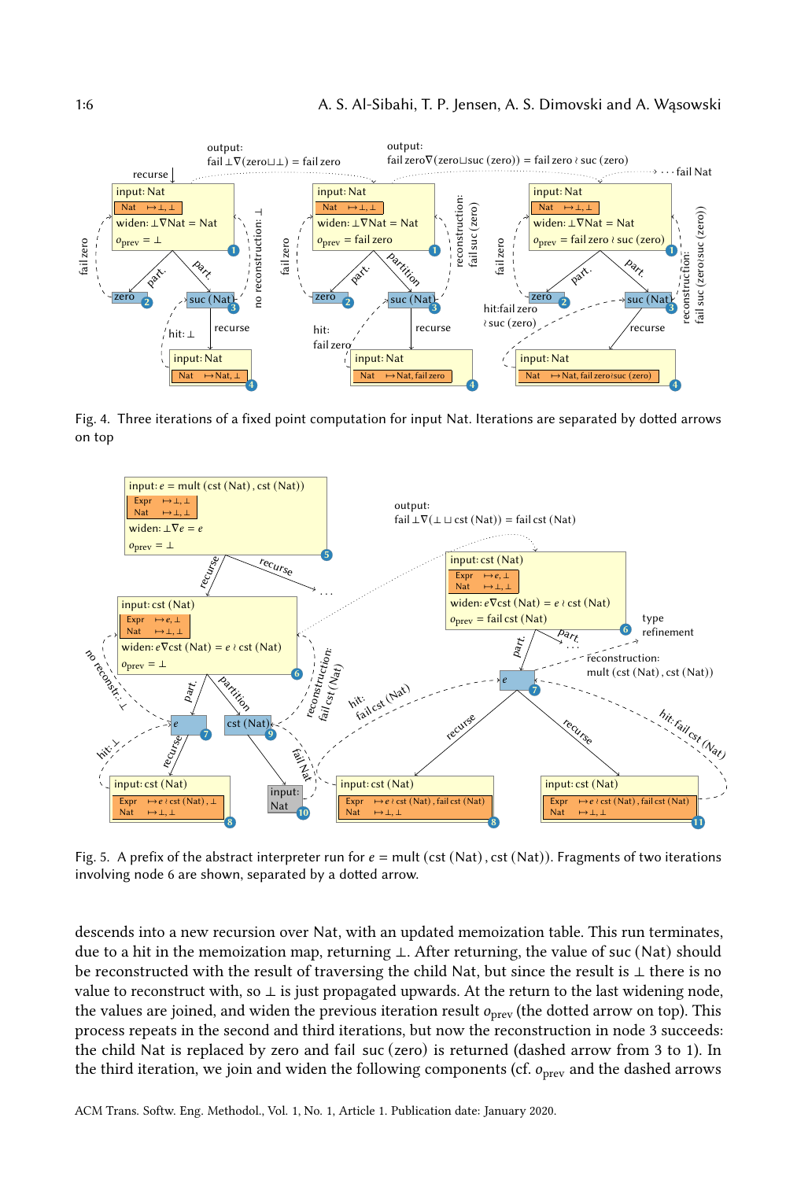Fig. 4. Three iterations of a fixed point computation for input Nat. Iterations are separated by dotted arrows on top

Fig. 5. A prefix of the abstract interpreter run for $e = \text{mult}(\text{cst}(\text{Nat}), \text{cst}(\text{Nat}))$. Fragments of two iterations involving node 6 are shown, separated by a dotted arrow.

descends into a new recursion over Nat, with an updated memoization table. This run terminates, due to a hit in the memoization map, returning $\bot$. After returning, the value of $\text{suc}(\text{Nat})$ should be reconstructed with the result of traversing the child Nat, but since the result is $\bot$ there is no value to reconstruct with, so $\bot$ is just propagated upwards. At the return to the last widening node, the values are joined, and widen the previous iteration result $o_{\text{prev}}$ (the dotted arrow on top). This process repeats in the second and third iterations, but now the reconstruction in node 3 succeeds: the child Nat is replaced by zero and $\text{fail suc}(\text{zero})$ is returned (dashed arrow from 3 to 1). In the third iteration, we join and widen the following components (cf. $o_{\text{prev}}$ and the dashed arrows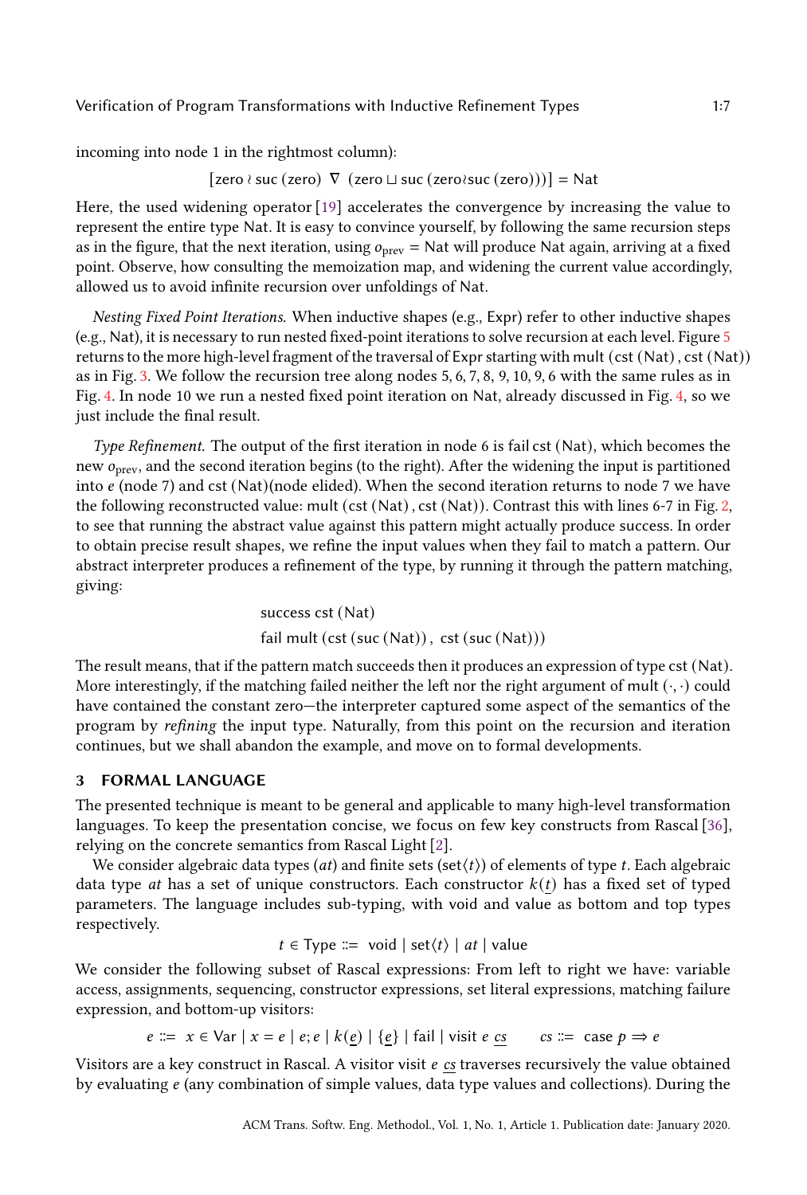incoming into node 1 in the rightmost column):

$$[\text{zero} \wr \text{suc}\,(\text{zero}) \;\nabla\; (\text{zero} \sqcup \text{suc}\,(\text{zero} \wr \text{suc}\,(\text{zero})))] = \text{Nat}$$

Here, the used widening operator [19] accelerates the convergence by increasing the value to represent the entire type Nat. It is easy to convince yourself, by following the same recursion steps as in the figure, that the next iteration, using $o_{\text{prev}} = \text{Nat}$ will produce Nat again, arriving at a fixed point. Observe, how consulting the memoization map, and widening the current value accordingly, allowed us to avoid infinite recursion over unfoldings of Nat.

*Nesting Fixed Point Iterations.* When inductive shapes (e.g., Expr) refer to other inductive shapes (e.g., Nat), it is necessary to run nested fixed-point iterations to solve recursion at each level. Figure 5 returns to the more high-level fragment of the traversal of Expr starting with mult (cst (Nat), cst (Nat)) as in Fig. 3. We follow the recursion tree along nodes 5, 6, 7, 8, 9, 10, 9, 6 with the same rules as in Fig. 4. In node 10 we run a nested fixed point iteration on Nat, already discussed in Fig. 4, so we just include the final result.

*Type Refinement.* The output of the first iteration in node 6 is fail cst (Nat), which becomes the new $o_{\text{prev}}$, and the second iteration begins (to the right). After the widening the input is partitioned into $e$ (node 7) and cst (Nat)(node elided). When the second iteration returns to node 7 we have the following reconstructed value: mult (cst (Nat), cst (Nat)). Contrast this with lines 6-7 in Fig. 2, to see that running the abstract value against this pattern might actually produce success. In order to obtain precise result shapes, we refine the input values when they fail to match a pattern. Our abstract interpreter produces a refinement of the type, by running it through the pattern matching, giving:

$$\begin{array}{l}\text{success cst}\,(\text{Nat})\\ \text{fail mult}\,(\text{cst}\,(\text{suc}\,(\text{Nat}))\,,\ \text{cst}\,(\text{suc}\,(\text{Nat})))\end{array}$$

The result means, that if the pattern match succeeds then it produces an expression of type cst (Nat). More interestingly, if the matching failed neither the left nor the right argument of mult $(\cdot, \cdot)$ could have contained the constant zero—the interpreter captured some aspect of the semantics of the program by *refining* the input type. Naturally, from this point on the recursion and iteration continues, but we shall abandon the example, and move on to formal developments.

## 3 FORMAL LANGUAGE

The presented technique is meant to be general and applicable to many high-level transformation languages. To keep the presentation concise, we focus on few key constructs from Rascal [36], relying on the concrete semantics from Rascal Light [2].

We consider algebraic data types ($at$) and finite sets ($\text{set}\langle t\rangle$) of elements of type $t$. Each algebraic data type $at$ has a set of unique constructors. Each constructor $k(\underline{t})$ has a fixed set of typed parameters. The language includes sub-typing, with void and value as bottom and top types respectively.

$$t \in \text{Type} ::= \text{ void} \mid \text{set}\langle t\rangle \mid at \mid \text{value}$$

We consider the following subset of Rascal expressions: From left to right we have: variable access, assignments, sequencing, constructor expressions, set literal expressions, matching failure expression, and bottom-up visitors:

$$e ::= \; x \in \text{Var} \mid x = e \mid e; e \mid k(\underline{e}) \mid \{\underline{e}\} \mid \text{fail} \mid \text{visit}\ e\ \underline{cs} \qquad cs ::= \; \text{case}\ p \Rightarrow e$$

Visitors are a key construct in Rascal. A visitor visit $e$ $\underline{cs}$ traverses recursively the value obtained by evaluating $e$ (any combination of simple values, data type values and collections). During the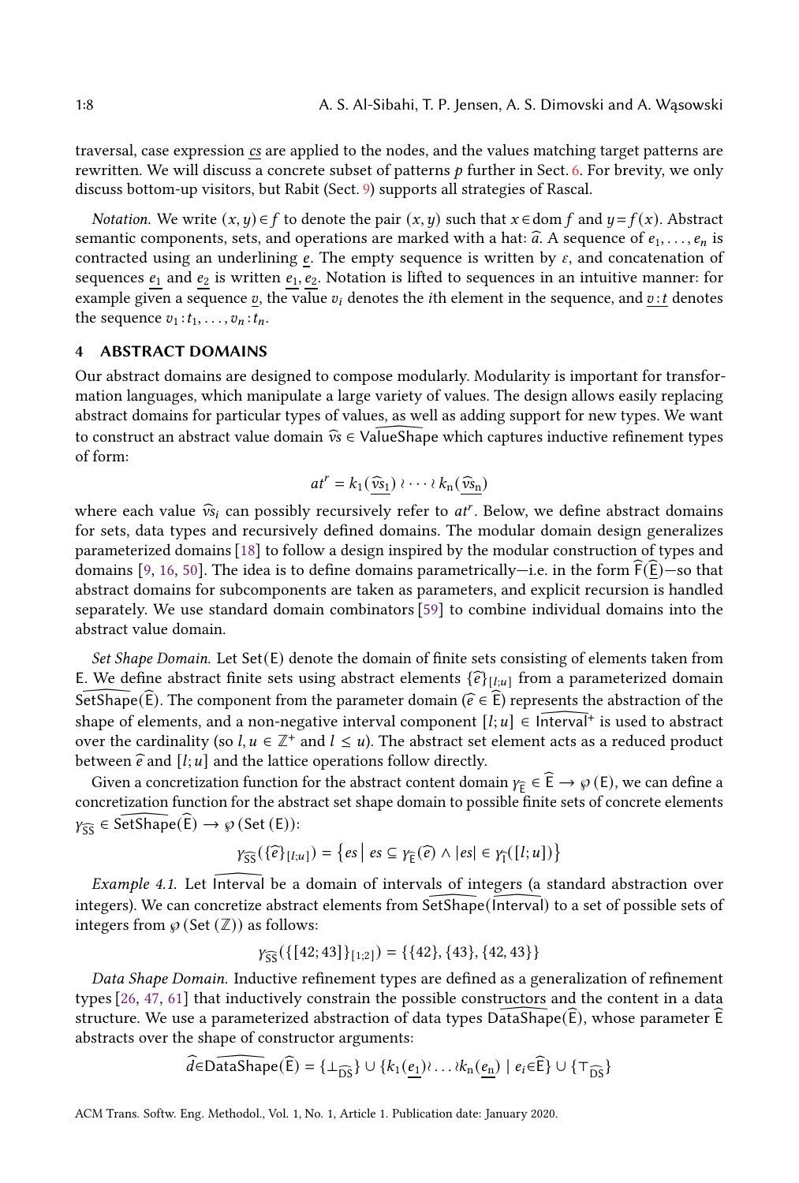traversal, case expression $\underline{cs}$ are applied to the nodes, and the values matching target patterns are rewritten. We will discuss a concrete subset of patterns $p$ further in Sect. 6. For brevity, we only discuss bottom-up visitors, but Rabit (Sect. 9) supports all strategies of Rascal.

*Notation.* We write $(x, y) \in f$ to denote the pair $(x, y)$ such that $x \in \operatorname{dom} f$ and $y = f(x)$. Abstract semantic components, sets, and operations are marked with a hat: $\widehat{a}$. A sequence of $e_1, \ldots, e_n$ is contracted using an underlining $\underline{e}$. The empty sequence is written by $\varepsilon$, and concatenation of sequences $\underline{e_1}$ and $\underline{e_2}$ is written $\underline{e_1}, \underline{e_2}$. Notation is lifted to sequences in an intuitive manner: for example given a sequence $\underline{v}$, the value $v_i$ denotes the $i$th element in the sequence, and $\underline{v:t}$ denotes the sequence $v_1 : t_1, \ldots, v_n : t_n$.

## 4 ABSTRACT DOMAINS

Our abstract domains are designed to compose modularly. Modularity is important for transformation languages, which manipulate a large variety of values. The design allows easily replacing abstract domains for particular types of values, as well as adding support for new types. We want to construct an abstract value domain $\widehat{vs} \in \widehat{\mathsf{ValueShape}}$ which captures inductive refinement types of form:

$$at^r = k_1(\underline{\widehat{vs}_1}) \wr \cdots \wr k_n(\underline{\widehat{vs}_n})$$

where each value $\widehat{vs}_i$ can possibly recursively refer to $at^r$. Below, we define abstract domains for sets, data types and recursively defined domains. The modular domain design generalizes parameterized domains [18] to follow a design inspired by the modular construction of types and domains [9, 16, 50]. The idea is to define domains parametrically—i.e. in the form $\widehat{\mathsf{F}}(\underline{\widehat{\mathsf{E}}})$—so that abstract domains for subcomponents are taken as parameters, and explicit recursion is handled separately. We use standard domain combinators [59] to combine individual domains into the abstract value domain.

*Set Shape Domain.* Let $\mathsf{Set}(\mathsf{E})$ denote the domain of finite sets consisting of elements taken from $\mathsf{E}$. We define abstract finite sets using abstract elements $\{\widehat{e}\}_{[l;u]}$ from a parameterized domain $\widehat{\mathsf{SetShape}}(\widehat{\mathsf{E}})$. The component from the parameter domain ($\widehat{e} \in \widehat{\mathsf{E}}$) represents the abstraction of the shape of elements, and a non-negative interval component $[l; u] \in \widehat{\mathsf{Interval}}^{+}$ is used to abstract over the cardinality (so $l, u \in \mathbb{Z}^{+}$ and $l \leq u$). The abstract set element acts as a reduced product between $\widehat{e}$ and $[l; u]$ and the lattice operations follow directly.

Given a concretization function for the abstract content domain $\gamma_{\widehat{\mathsf{E}}} \in \widehat{\mathsf{E}} \to \wp(\mathsf{E})$, we can define a concretization function for the abstract set shape domain to possible finite sets of concrete elements $\gamma_{\widehat{\mathsf{SS}}} \in \widehat{\mathsf{SetShape}}(\widehat{\mathsf{E}}) \to \wp(\mathsf{Set}(\mathsf{E}))$:

$$\gamma_{\widehat{\mathsf{SS}}}(\{\widehat{e}\}_{[l;u]}) = \left\{ es \mid es \subseteq \gamma_{\widehat{\mathsf{E}}}(\widehat{e}) \wedge |es| \in \gamma_{\widehat{\mathsf{I}}}([l; u]) \right\}$$

*Example 4.1.* Let $\widehat{\mathsf{Interval}}$ be a domain of intervals of integers (a standard abstraction over integers). We can concretize abstract elements from $\widehat{\mathsf{SetShape}}(\widehat{\mathsf{Interval}})$ to a set of possible sets of integers from $\wp(\mathsf{Set}(\mathbb{Z}))$ as follows:

$$\gamma_{\widehat{\mathsf{SS}}}(\{[42; 43]\}_{[1;2]}) = \{\{42\}, \{43\}, \{42, 43\}\}$$

*Data Shape Domain.* Inductive refinement types are defined as a generalization of refinement types [26, 47, 61] that inductively constrain the possible constructors and the content in a data structure. We use a parameterized abstraction of data types $\widehat{\mathsf{DataShape}}(\widehat{\mathsf{E}})$, whose parameter $\widehat{\mathsf{E}}$ abstracts over the shape of constructor arguments:

$$\widehat{d} \in \widehat{\mathsf{DataShape}}(\widehat{\mathsf{E}}) = \{\bot_{\widehat{\mathsf{DS}}}\} \cup \{k_1(\underline{e_1}) \wr \ldots \wr k_n(\underline{e_n}) \mid e_i \in \widehat{\mathsf{E}}\} \cup \{\top_{\widehat{\mathsf{DS}}}\}$$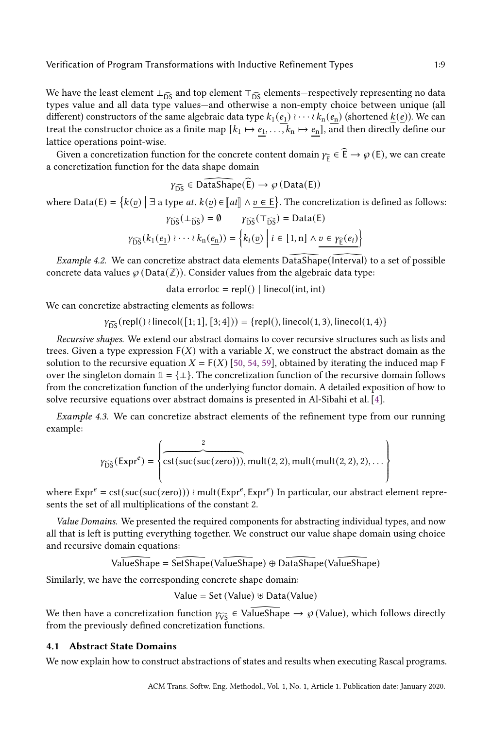We have the least element $\bot_{\widehat{DS}}$ and top element $\top_{\widehat{DS}}$ elements—respectively representing no data types value and all data type values—and otherwise a non-empty choice between unique (all different) constructors of the same algebraic data type $k_1(\underline{e_1}) \wr \cdots \wr k_n(\underline{e_n})$ (shortened $\underline{k}(\underline{e})$). We can treat the constructor choice as a finite map $[k_1 \mapsto \underline{e_1}, \ldots, k_n \mapsto \underline{e_n}]$, and then directly define our lattice operations point-wise.

Given a concretization function for the concrete content domain $\gamma_{\widehat{E}} \in \widehat{E} \to \wp(E)$, we can create a concretization function for the data shape domain

$$\gamma_{\widehat{DS}} \in \widehat{\mathsf{DataShape}}(\widehat{E}) \to \wp(\mathsf{Data}(E))$$

where $\mathsf{Data}(E) = \left\{k(\underline{v}) \;\middle|\; \exists \text{ a type } at.\ k(\underline{v}) \in [\![at]\!] \wedge \underline{v \in E}\right\}$. The concretization is defined as follows:

$$\gamma_{\widehat{DS}}(\bot_{\widehat{DS}}) = \emptyset \qquad \gamma_{\widehat{DS}}(\top_{\widehat{DS}}) = \mathsf{Data}(E)$$

$$\gamma_{\widehat{DS}}(k_1(\underline{e_1}) \wr \cdots \wr k_n(\underline{e_n})) = \left\{k_i(\underline{v}) \;\middle|\; i \in [1, n] \wedge \underline{v \in \gamma_{\widehat{E}}(e_i)}\right\}$$

*Example 4.2.* We can concretize abstract data elements $\widehat{\mathsf{DataShape}}(\widehat{\mathsf{Interval}})$ to a set of possible concrete data values $\wp(\mathsf{Data}(\mathbb{Z}))$. Consider values from the algebraic data type:

$$\mathsf{data\ errorloc} = \mathsf{repl}() \mid \mathsf{linecol}(\mathsf{int}, \mathsf{int})$$

We can concretize abstracting elements as follows:

$$\gamma_{\widehat{DS}}(\mathsf{repl}() \wr \mathsf{linecol}([1;1],[3;4])) = \{\mathsf{repl}(), \mathsf{linecol}(1,3), \mathsf{linecol}(1,4)\}$$

*Recursive shapes.* We extend our abstract domains to cover recursive structures such as lists and trees. Given a type expression $\mathsf{F}(X)$ with a variable $X$, we construct the abstract domain as the solution to the recursive equation $X = \mathsf{F}(X)$ [50, 54, 59], obtained by iterating the induced map $\mathsf{F}$ over the singleton domain $\mathbb{1} = \{\bot\}$. The concretization function of the recursive domain follows from the concretization function of the underlying functor domain. A detailed exposition of how to solve recursive equations over abstract domains is presented in Al-Sibahi et al. [4].

*Example 4.3.* We can concretize abstract elements of the refinement type from our running example:

$$\gamma_{\widehat{DS}}(\mathsf{Expr}^e) = \left\{\overbrace{\mathsf{cst}(\mathsf{suc}(\mathsf{suc}(\mathsf{zero})))}^{2}, \mathsf{mult}(2,2), \mathsf{mult}(\mathsf{mult}(2,2),2), \ldots\right\}$$

where $\mathsf{Expr}^e = \mathsf{cst}(\mathsf{suc}(\mathsf{suc}(\mathsf{zero}))) \wr \mathsf{mult}(\mathsf{Expr}^e, \mathsf{Expr}^e)$ In particular, our abstract element represents the set of all multiplications of the constant 2.

*Value Domains.* We presented the required components for abstracting individual types, and now all that is left is putting everything together. We construct our value shape domain using choice and recursive domain equations:

$$\widehat{\mathsf{ValueShape}} = \widehat{\mathsf{SetShape}}(\widehat{\mathsf{ValueShape}}) \oplus \widehat{\mathsf{DataShape}}(\widehat{\mathsf{ValueShape}})$$

Similarly, we have the corresponding concrete shape domain:

$$\mathsf{Value} = \mathsf{Set}(\mathsf{Value}) \uplus \mathsf{Data}(\mathsf{Value})$$

We then have a concretization function $\gamma_{\widehat{VS}} \in \widehat{\mathsf{ValueShape}} \to \wp(\mathsf{Value})$, which follows directly from the previously defined concretization functions.

## 4.1 Abstract State Domains

We now explain how to construct abstractions of states and results when executing Rascal programs.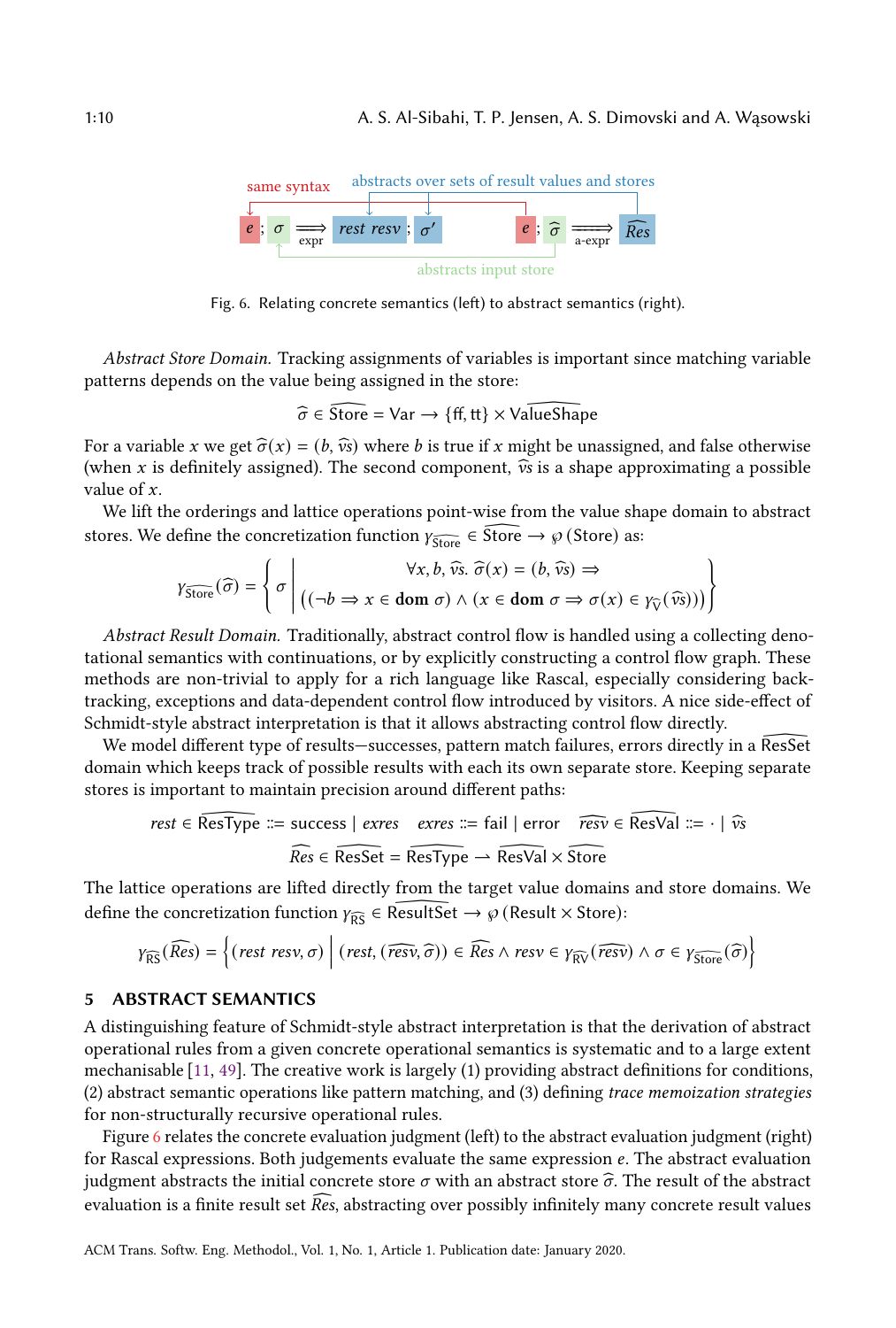same syntax — abstracts over sets of result values and stores

$$e \,;\, \sigma \underset{\text{expr}}{\Longrightarrow} \mathit{rest}\ \mathit{resv} \,;\, \sigma' \qquad e \,;\, \widehat{\sigma} \underset{\text{a-expr}}{\Longrightarrow} \widehat{\mathit{Res}}$$

abstracts input store

Fig. 6. Relating concrete semantics (left) to abstract semantics (right).

*Abstract Store Domain.* Tracking assignments of variables is important since matching variable patterns depends on the value being assigned in the store:

$$\widehat{\sigma} \in \widehat{\mathsf{Store}} = \mathsf{Var} \to \{\mathsf{ff}, \mathsf{tt}\} \times \widehat{\mathsf{ValueShape}}$$

For a variable $x$ we get $\widehat{\sigma}(x) = (b, \widehat{vs})$ where $b$ is true if $x$ might be unassigned, and false otherwise (when $x$ is definitely assigned). The second component, $\widehat{vs}$ is a shape approximating a possible value of $x$.

We lift the orderings and lattice operations point-wise from the value shape domain to abstract stores. We define the concretization function $\gamma_{\widehat{\mathsf{Store}}} \in \widehat{\mathsf{Store}} \to \wp(\mathsf{Store})$ as:

$$\gamma_{\widehat{\mathsf{Store}}}(\widehat{\sigma}) = \left\{ \sigma \,\middle|\, \begin{array}{c} \forall x, b, \widehat{vs}.\ \widehat{\sigma}(x) = (b, \widehat{vs}) \Rightarrow \\ \big((\neg b \Rightarrow x \in \mathbf{dom}\ \sigma) \wedge (x \in \mathbf{dom}\ \sigma \Rightarrow \sigma(x) \in \gamma_{\widehat{\mathsf{V}}}(\widehat{vs}))\big) \end{array} \right\}$$

*Abstract Result Domain.* Traditionally, abstract control flow is handled using a collecting denotational semantics with continuations, or by explicitly constructing a control flow graph. These methods are non-trivial to apply for a rich language like Rascal, especially considering backtracking, exceptions and data-dependent control flow introduced by visitors. A nice side-effect of Schmidt-style abstract interpretation is that it allows abstracting control flow directly.

We model different type of results—successes, pattern match failures, errors directly in a $\widehat{\mathsf{ResSet}}$ domain which keeps track of possible results with each its own separate store. Keeping separate stores is important to maintain precision around different paths:

$$\mathit{rest} \in \widehat{\mathsf{ResType}} ::= \mathsf{success} \mid \mathit{exres} \quad \mathit{exres} ::= \mathsf{fail} \mid \mathsf{error} \quad \widehat{\mathit{resv}} \in \widehat{\mathsf{ResVal}} ::= \cdot \mid \widehat{vs}$$

$$\widehat{\mathit{Res}} \in \widehat{\mathsf{ResSet}} = \widehat{\mathsf{ResType}} \rightharpoonup \widehat{\mathsf{ResVal}} \times \widehat{\mathsf{Store}}$$

The lattice operations are lifted directly from the target value domains and store domains. We define the concretization function $\gamma_{\widehat{\mathsf{RS}}} \in \widehat{\mathsf{ResultSet}} \to \wp(\mathsf{Result} \times \mathsf{Store})$:

$$\gamma_{\widehat{\mathsf{RS}}}(\widehat{\mathit{Res}}) = \left\{ (\mathit{rest}\ \mathit{resv}, \sigma) \,\middle|\, (\mathit{rest}, (\widehat{\mathit{resv}}, \widehat{\sigma})) \in \widehat{\mathit{Res}} \wedge \mathit{resv} \in \gamma_{\widehat{\mathsf{RV}}}(\widehat{\mathit{resv}}) \wedge \sigma \in \gamma_{\widehat{\mathsf{Store}}}(\widehat{\sigma}) \right\}$$

## 5 ABSTRACT SEMANTICS

A distinguishing feature of Schmidt-style abstract interpretation is that the derivation of abstract operational rules from a given concrete operational semantics is systematic and to a large extent mechanisable [11, 49]. The creative work is largely (1) providing abstract definitions for conditions, (2) abstract semantic operations like pattern matching, and (3) defining *trace memoization strategies* for non-structurally recursive operational rules.

Figure 6 relates the concrete evaluation judgment (left) to the abstract evaluation judgment (right) for Rascal expressions. Both judgements evaluate the same expression $e$. The abstract evaluation judgment abstracts the initial concrete store $\sigma$ with an abstract store $\widehat{\sigma}$. The result of the abstract evaluation is a finite result set $\widehat{\mathit{Res}}$, abstracting over possibly infinitely many concrete result values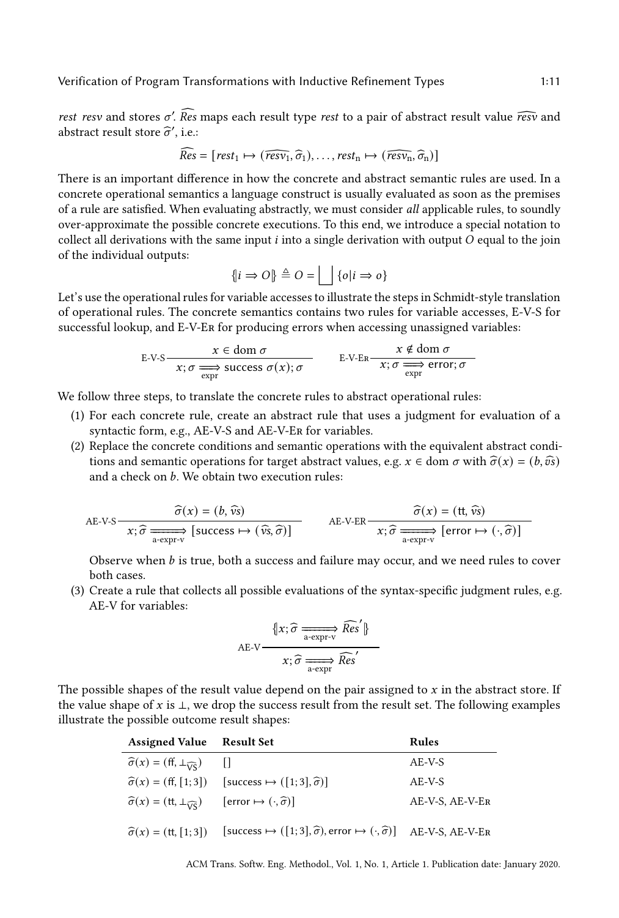*rest resv* and stores $\sigma'$. $\widehat{Res}$ maps each result type *rest* to a pair of abstract result value $\widehat{resv}$ and abstract result store $\widehat{\sigma}'$, i.e.:

$$\widehat{Res} = [rest_1 \mapsto (\widehat{resv_1}, \widehat{\sigma}_1), \ldots, rest_n \mapsto (\widehat{resv_n}, \widehat{\sigma}_n)]$$

There is an important difference in how the concrete and abstract semantic rules are used. In a concrete operational semantics a language construct is usually evaluated as soon as the premises of a rule are satisfied. When evaluating abstractly, we must consider *all* applicable rules, to soundly over-approximate the possible concrete executions. To this end, we introduce a special notation to collect all derivations with the same input $i$ into a single derivation with output $O$ equal to the join of the individual outputs:

$$\{\!|i \Rightarrow O|\!\} \triangleq O = \bigsqcup \{o | i \Rightarrow o\}$$

Let's use the operational rules for variable accesses to illustrate the steps in Schmidt-style translation of operational rules. The concrete semantics contains two rules for variable accesses, E-V-S for successful lookup, and E-V-Er for producing errors when accessing unassigned variables:

$$\text{E-V-S}\;\frac{x \in \text{dom}\;\sigma}{x; \sigma \underset{\text{expr}}{\Longrightarrow} \text{success}\;\sigma(x); \sigma} \qquad \text{E-V-Er}\;\frac{x \notin \text{dom}\;\sigma}{x; \sigma \underset{\text{expr}}{\Longrightarrow} \text{error}; \sigma}$$

We follow three steps, to translate the concrete rules to abstract operational rules:

1. For each concrete rule, create an abstract rule that uses a judgment for evaluation of a syntactic form, e.g., AE-V-S and AE-V-Er for variables.
2. Replace the concrete conditions and semantic operations with the equivalent abstract conditions and semantic operations for target abstract values, e.g. $x \in \text{dom}\;\sigma$ with $\widehat{\sigma}(x) = (b, \widehat{vs})$ and a check on $b$. We obtain two execution rules:

$$\text{AE-V-S}\;\frac{\widehat{\sigma}(x) = (b, \widehat{vs})}{x; \widehat{\sigma} \underset{\text{a-expr-v}}{\Longrightarrow} [\text{success} \mapsto (\widehat{vs}, \widehat{\sigma})]} \qquad \text{AE-V-ER}\;\frac{\widehat{\sigma}(x) = (\text{tt}, \widehat{vs})}{x; \widehat{\sigma} \underset{\text{a-expr-v}}{\Longrightarrow} [\text{error} \mapsto (\cdot, \widehat{\sigma})]}$$

   Observe when $b$ is true, both a success and failure may occur, and we need rules to cover both cases.
3. Create a rule that collects all possible evaluations of the syntax-specific judgment rules, e.g. AE-V for variables:

$$\text{AE-V}\;\frac{\{\!|x; \widehat{\sigma} \underset{\text{a-expr-v}}{\Longrightarrow} \widehat{Res}'|\!\}}{x; \widehat{\sigma} \underset{\text{a-expr}}{\Longrightarrow} \widehat{Res}'}$$

The possible shapes of the result value depend on the pair assigned to $x$ in the abstract store. If the value shape of $x$ is $\bot$, we drop the success result from the result set. The following examples illustrate the possible outcome result shapes:

| Assigned Value | Result Set | Rules |
|---|---|---|
| $\widehat{\sigma}(x) = (\text{ff}, \bot_{\widehat{\text{VS}}})$ | $[]$ | AE-V-S |
| $\widehat{\sigma}(x) = (\text{ff}, [1;3])$ | $[\text{success} \mapsto ([1;3], \widehat{\sigma})]$ | AE-V-S |
| $\widehat{\sigma}(x) = (\text{tt}, \bot_{\widehat{\text{VS}}})$ | $[\text{error} \mapsto (\cdot, \widehat{\sigma})]$ | AE-V-S, AE-V-Er |
| $\widehat{\sigma}(x) = (\text{tt}, [1;3])$ | $[\text{success} \mapsto ([1;3], \widehat{\sigma}), \text{error} \mapsto (\cdot, \widehat{\sigma})]$ | AE-V-S, AE-V-Er |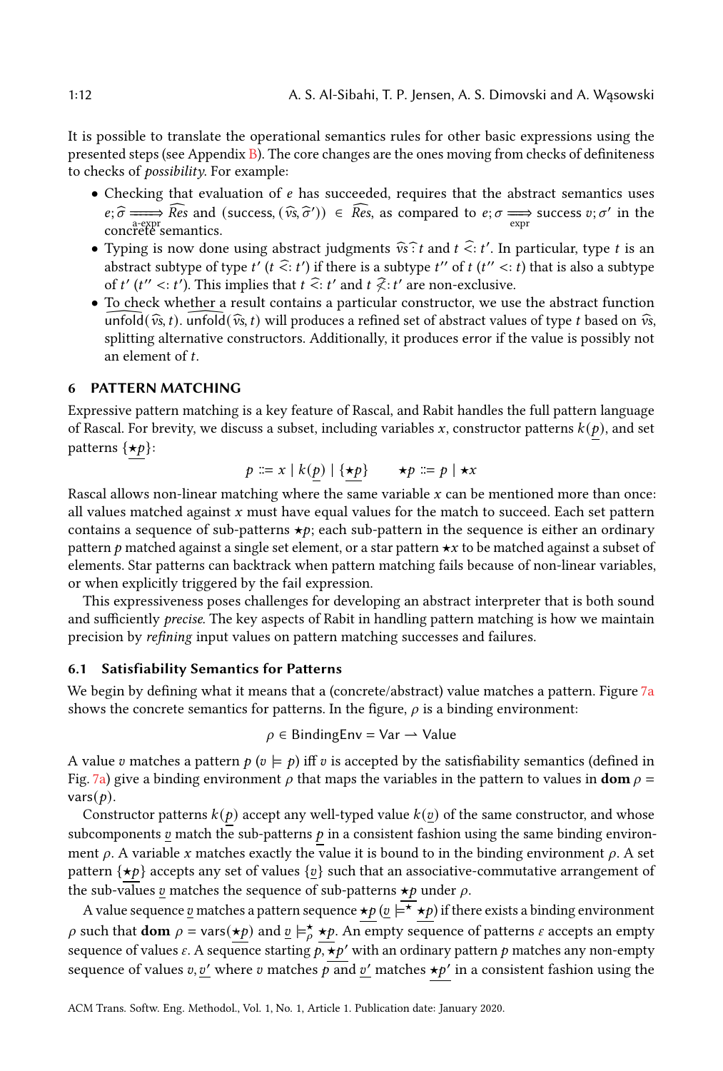It is possible to translate the operational semantics rules for other basic expressions using the presented steps (see Appendix B). The core changes are the ones moving from checks of definiteness to checks of *possibility*. For example:

- Checking that evaluation of $e$ has succeeded, requires that the abstract semantics uses $e; \widehat{\sigma} \xRightarrow[\text{a-expr}]{} \widehat{Res}$ and $(\text{success}, (\widehat{vs}, \widehat{\sigma}')) \in \widehat{Res}$, as compared to $e; \sigma \xRightarrow[\text{expr}]{} \text{success } v; \sigma'$ in the concrete semantics.
- Typing is now done using abstract judgments $\widehat{vs} \mathrel{\widehat{:}} t$ and $t \mathrel{\widehat{<:}} t'$. In particular, type $t$ is an abstract subtype of type $t'$ ($t \mathrel{\widehat{<:}} t'$) if there is a subtype $t''$ of $t$ ($t'' <: t$) that is also a subtype of $t'$ ($t'' <: t'$). This implies that $t \mathrel{\widehat{<:}} t'$ and $t \mathrel{\widehat{\not<:}} t'$ are non-exclusive.
- To check whether a result contains a particular constructor, we use the abstract function $\widehat{\text{unfold}}(\widehat{vs}, t)$. $\widehat{\text{unfold}}(\widehat{vs}, t)$ will produces a refined set of abstract values of type $t$ based on $\widehat{vs}$, splitting alternative constructors. Additionally, it produces error if the value is possibly not an element of $t$.

## 6 PATTERN MATCHING

Expressive pattern matching is a key feature of Rascal, and Rabit handles the full pattern language of Rascal. For brevity, we discuss a subset, including variables $x$, constructor patterns $k(\underline{p})$, and set patterns $\{\underline{\star p}\}$:

$$p ::= x \mid k(\underline{p}) \mid \{\underline{\star p}\} \qquad \star p ::= p \mid \star x$$

Rascal allows non-linear matching where the same variable $x$ can be mentioned more than once: all values matched against $x$ must have equal values for the match to succeed. Each set pattern contains a sequence of sub-patterns $\star p$; each sub-pattern in the sequence is either an ordinary pattern $p$ matched against a single set element, or a star pattern $\star x$ to be matched against a subset of elements. Star patterns can backtrack when pattern matching fails because of non-linear variables, or when explicitly triggered by the fail expression.

This expressiveness poses challenges for developing an abstract interpreter that is both sound and sufficiently *precise*. The key aspects of Rabit in handling pattern matching is how we maintain precision by *refining* input values on pattern matching successes and failures.

### 6.1 Satisfiability Semantics for Patterns

We begin by defining what it means that a (concrete/abstract) value matches a pattern. Figure 7a shows the concrete semantics for patterns. In the figure, $\rho$ is a binding environment:

$$\rho \in \text{BindingEnv} = \text{Var} \rightharpoonup \text{Value}$$

A value $v$ matches a pattern $p$ ($v \models p$) iff $v$ is accepted by the satisfiability semantics (defined in Fig. 7a) give a binding environment $\rho$ that maps the variables in the pattern to values in $\textbf{dom}\ \rho = \text{vars}(p)$.

Constructor patterns $k(\underline{p})$ accept any well-typed value $k(\underline{v})$ of the same constructor, and whose subcomponents $\underline{v}$ match the sub-patterns $\underline{p}$ in a consistent fashion using the same binding environment $\rho$. A variable $x$ matches exactly the value it is bound to in the binding environment $\rho$. A set pattern $\{\underline{\star p}\}$ accepts any set of values $\{\underline{v}\}$ such that an associative-commutative arrangement of the sub-values $\underline{v}$ matches the sequence of sub-patterns $\underline{\star p}$ under $\rho$.

A value sequence $\underline{v}$ matches a pattern sequence $\underline{\star p}$ ($\underline{v} \models^{\star} \underline{\star p}$) if there exists a binding environment $\rho$ such that $\textbf{dom}\ \rho = \text{vars}(\underline{\star p})$ and $\underline{v} \models^{\star}_{\rho} \underline{\star p}$. An empty sequence of patterns $\varepsilon$ accepts an empty sequence of values $\varepsilon$. A sequence starting $p, \underline{\star p'}$ with an ordinary pattern $p$ matches any non-empty sequence of values $v, \underline{v'}$ where $v$ matches $p$ and $\underline{v'}$ matches $\underline{\star p'}$ in a consistent fashion using the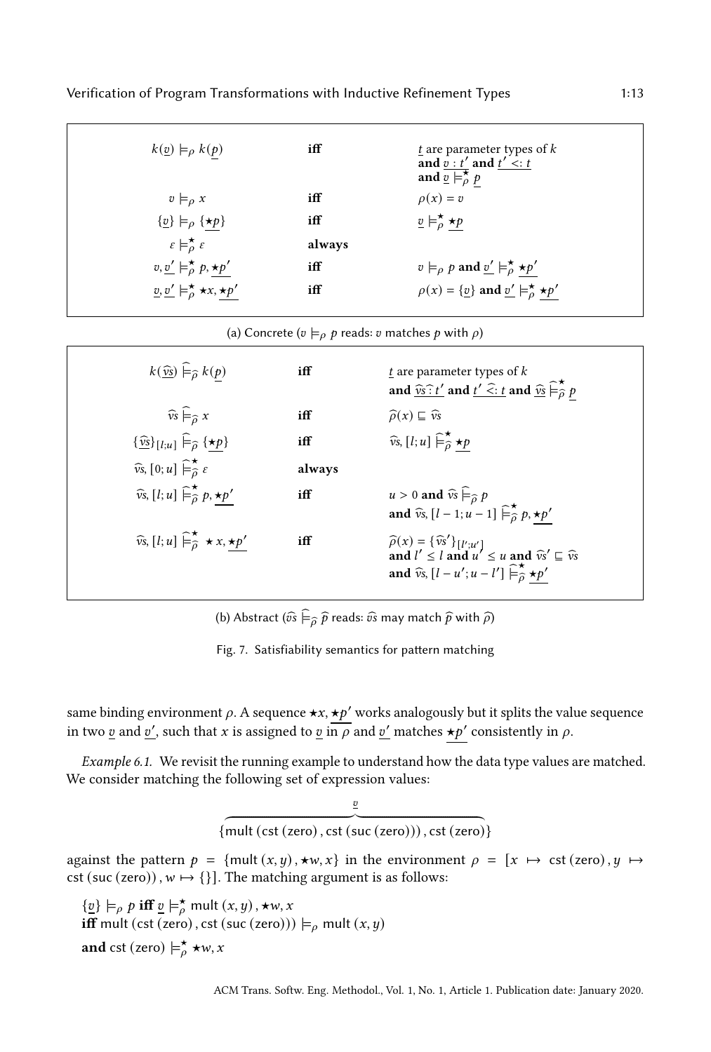| | | |
|---|---|---|
| $k(\underline{v}) \models_\rho k(\underline{p})$ | **iff** | $\underline{t}$ are parameter types of $k$ **and** $\underline{v : t'}$ **and** $\underline{t' <: t}$ **and** $\underline{v} \models^\star_\rho \underline{p}$ |
| $v \models_\rho x$ | **iff** | $\rho(x) = v$ |
| $\{\underline{v}\} \models_\rho \{\underline{\star p}\}$ | **iff** | $\underline{v} \models^\star_\rho \underline{\star p}$ |
| $\varepsilon \models^\star_\rho \varepsilon$ | **always** | |
| $v, \underline{v'} \models^\star_\rho p, \underline{\star p'}$ | **iff** | $v \models_\rho p$ **and** $\underline{v'} \models^\star_\rho \underline{\star p'}$ |
| $\underline{v}, \underline{v'} \models^\star_\rho \star x, \underline{\star p'}$ | **iff** | $\rho(x) = \{\underline{v}\}$ **and** $\underline{v'} \models^\star_\rho \underline{\star p'}$ |

(a) Concrete ($v \models_\rho p$ reads: $v$ matches $p$ with $\rho$)

| | | |
|---|---|---|
| $k(\underline{\widehat{vs}}) \mathrel{\widehat{\models}_{\widehat{\rho}}} k(\underline{p})$ | **iff** | $\underline{t}$ are parameter types of $k$ **and** $\underline{\widehat{vs} \mathrel{\widehat{:}} t'}$ **and** $\underline{t' \mathrel{\widehat{<:}} t}$ **and** $\underline{\widehat{vs}} \mathrel{\widehat{\models}^\star_{\widehat{\rho}}} \underline{p}$ |
| $\widehat{vs} \mathrel{\widehat{\models}_{\widehat{\rho}}} x$ | **iff** | $\widehat{\rho}(x) \sqsubseteq \widehat{vs}$ |
| $\{\underline{\widehat{vs}}\}_{[l;u]} \mathrel{\widehat{\models}_{\widehat{\rho}}} \{\underline{\star p}\}$ | **iff** | $\widehat{vs}, [l;u] \mathrel{\widehat{\models}^\star_{\widehat{\rho}}} \underline{\star p}$ |
| $\widehat{vs}, [0;u] \mathrel{\widehat{\models}^\star_{\widehat{\rho}}} \varepsilon$ | **always** | |
| $\widehat{vs}, [l;u] \mathrel{\widehat{\models}^\star_{\widehat{\rho}}} p, \underline{\star p'}$ | **iff** | $u > 0$ **and** $\widehat{vs} \mathrel{\widehat{\models}_{\widehat{\rho}}} p$ **and** $\widehat{vs}, [l-1; u-1] \mathrel{\widehat{\models}^\star_{\widehat{\rho}}} p, \underline{\star p'}$ |
| $\widehat{vs}, [l;u] \mathrel{\widehat{\models}^\star_{\widehat{\rho}}} \star x, \underline{\star p'}$ | **iff** | $\widehat{\rho}(x) = \{\widehat{vs}'\}_{[l';u']}$ **and** $l' \leq l$ **and** $u' \leq u$ **and** $\widehat{vs}' \sqsubseteq \widehat{vs}$ **and** $\widehat{vs}, [l-u'; u-l'] \mathrel{\widehat{\models}^\star_{\widehat{\rho}}} \underline{\star p'}$ |

(b) Abstract ($\widehat{vs} \mathrel{\widehat{\models}_{\widehat{\rho}}} \widehat{p}$ reads: $\widehat{vs}$ may match $\widehat{p}$ with $\widehat{\rho}$)

Fig. 7. Satisfiability semantics for pattern matching

same binding environment $\rho$. A sequence $\star x, \underline{\star p'}$ works analogously but it splits the value sequence in two $\underline{v}$ and $\underline{v'}$, such that $x$ is assigned to $\underline{v}$ in $\rho$ and $\underline{v'}$ matches $\underline{\star p'}$ consistently in $\rho$.

*Example 6.1.* We revisit the running example to understand how the data type values are matched. We consider matching the following set of expression values:

$$\{\overbrace{\mathsf{mult}\,(\mathsf{cst}\,(\mathsf{zero})\,, \mathsf{cst}\,(\mathsf{suc}\,(\mathsf{zero})))\,, \mathsf{cst}\,(\mathsf{zero})}^{\underline{v}}\}$$

against the pattern $p = \{\mathsf{mult}\,(x, y)\,, \star w, x\}$ in the environment $\rho = [x \mapsto \mathsf{cst}\,(\mathsf{zero})\,, y \mapsto \mathsf{cst}\,(\mathsf{suc}\,(\mathsf{zero}))\,, w \mapsto \{\}]$. The matching argument is as follows:

$\{\underline{v}\} \models_\rho p$ **iff** $\underline{v} \models^\star_\rho \mathsf{mult}\,(x, y)\,, \star w, x$
**iff** $\mathsf{mult}\,(\mathsf{cst}\,(\mathsf{zero})\,, \mathsf{cst}\,(\mathsf{suc}\,(\mathsf{zero}))) \models_\rho \mathsf{mult}\,(x, y)$
**and** $\mathsf{cst}\,(\mathsf{zero}) \models^\star_\rho \star w, x$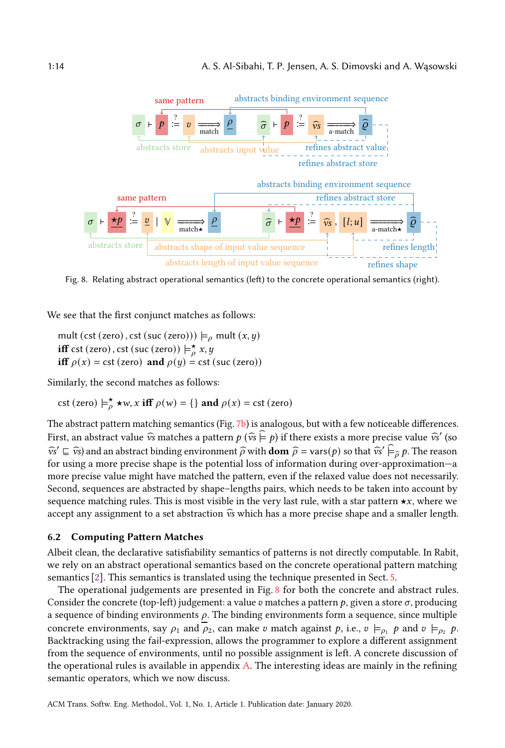same pattern — abstracts binding environment sequence

$\sigma \vdash p \overset{?}{\coloneqq} v \xRightarrow{\text{match}} \overline{\rho} \qquad \widehat{\sigma} \vdash p \overset{?}{\coloneqq} \widehat{vs} \xRightarrow{\text{a-match}} \widehat{\varrho}$

abstracts store — abstracts input value — refines abstract value — refines abstract store

abstracts binding environment sequence — same pattern — refines abstract store

$\sigma \vdash \star\underline{p} \overset{?}{\coloneqq} \underline{v} \mid \mathbb{V} \xRightarrow{\text{match}\star} \overline{\rho} \qquad \widehat{\sigma} \vdash \star\underline{p} \overset{?}{\coloneqq} \widehat{vs}, [l;u] \xRightarrow{\text{a-match}\star} \widehat{\varrho}$

abstracts store — abstracts shape of input value sequence — refines length — abstracts length of input value sequence — refines shape

Fig. 8. Relating abstract operational semantics (left) to the concrete operational semantics (right).

We see that the first conjunct matches as follows:

$$\begin{aligned}
&\text{mult}\,(\text{cst}\,(\text{zero})\,, \text{cst}\,(\text{suc}\,(\text{zero}))) \models_{\rho} \text{mult}\,(x, y)\\
\textbf{iff}\ &\text{cst}\,(\text{zero})\,, \text{cst}\,(\text{suc}\,(\text{zero})) \models^{\star}_{\rho} x, y\\
\textbf{iff}\ &\rho(x) = \text{cst}\,(\text{zero}) \ \textbf{and}\ \rho(y) = \text{cst}\,(\text{suc}\,(\text{zero}))
\end{aligned}$$

Similarly, the second matches as follows:

$$\text{cst}\,(\text{zero}) \models^{\star}_{\rho} \star w, x \ \textbf{iff}\ \rho(w) = \{\} \ \textbf{and}\ \rho(x) = \text{cst}\,(\text{zero})$$

The abstract pattern matching semantics (Fig. 7b) is analogous, but with a few noticeable differences. First, an abstract value $\widehat{vs}$ matches a pattern $p$ ($\widehat{vs} \mathrel{\widehat{\models}} p$) if there exists a more precise value $\widehat{vs}'$ (so $\widehat{vs}' \sqsubseteq \widehat{vs}$) and an abstract binding environment $\widehat{\rho}$ with $\textbf{dom}\ \widehat{\rho} = \text{vars}(p)$ so that $\widehat{vs}' \mathrel{\widehat{\models}_{\widehat{\rho}}} p$. The reason for using a more precise shape is the potential loss of information during over-approximation—a more precise value might have matched the pattern, even if the relaxed value does not necessarily. Second, sequences are abstracted by shape–lengths pairs, which needs to be taken into account by sequence matching rules. This is most visible in the very last rule, with a star pattern $\star x$, where we accept any assignment to a set abstraction $\widehat{vs}$ which has a more precise shape and a smaller length.

## 6.2 Computing Pattern Matches

Albeit clean, the declarative satisfiability semantics of patterns is not directly computable. In Rabit, we rely on an abstract operational semantics based on the concrete operational pattern matching semantics [2]. This semantics is translated using the technique presented in Sect. 5.

The operational judgements are presented in Fig. 8 for both the concrete and abstract rules. Consider the concrete (top-left) judgement: a value $v$ matches a pattern $p$, given a store $\sigma$, producing a sequence of binding environments $\overline{\rho}$. The binding environments form a sequence, since multiple concrete environments, say $\rho_1$ and $\rho_2$, can make $v$ match against $p$, i.e., $v \models_{\rho_1} p$ and $v \models_{\rho_2} p$. Backtracking using the fail-expression, allows the programmer to explore a different assignment from the sequence of environments, until no possible assignment is left. A concrete discussion of the operational rules is available in appendix A. The interesting ideas are mainly in the refining semantic operators, which we now discuss.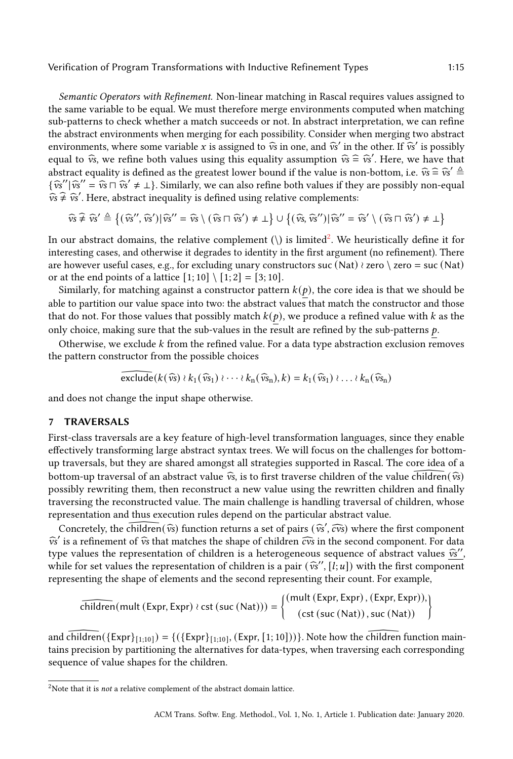*Semantic Operators with Refinement.* Non-linear matching in Rascal requires values assigned to the same variable to be equal. We must therefore merge environments computed when matching sub-patterns to check whether a match succeeds or not. In abstract interpretation, we can refine the abstract environments when merging for each possibility. Consider when merging two abstract environments, where some variable $x$ is assigned to $\widehat{vs}$ in one, and $\widehat{vs}'$ in the other. If $\widehat{vs}'$ is possibly equal to $\widehat{vs}$, we refine both values using this equality assumption $\widehat{vs} \mathrel{\widehat{=}} \widehat{vs}'$. Here, we have that abstract equality is defined as the greatest lower bound if the value is non-bottom, i.e. $\widehat{vs} \mathrel{\widehat{=}} \widehat{vs}' \triangleq \{\widehat{vs}'' | \widehat{vs}'' = \widehat{vs} \sqcap \widehat{vs}' \neq \bot\}$. Similarly, we can also refine both values if they are possibly non-equal $\widehat{vs} \mathrel{\widehat{\neq}} \widehat{vs}'$. Here, abstract inequality is defined using relative complements:

$$\widehat{vs} \mathrel{\widehat{\neq}} \widehat{vs}' \triangleq \left\{(\widehat{vs}'', \widehat{vs}') | \widehat{vs}'' = \widehat{vs} \setminus (\widehat{vs} \sqcap \widehat{vs}') \neq \bot\right\} \cup \left\{(\widehat{vs}, \widehat{vs}'') | \widehat{vs}'' = \widehat{vs}' \setminus (\widehat{vs} \sqcap \widehat{vs}') \neq \bot\right\}$$

In our abstract domains, the relative complement ($\setminus$) is limited[2]. We heuristically define it for interesting cases, and otherwise it degrades to identity in the first argument (no refinement). There are however useful cases, e.g., for excluding unary constructors $\mathsf{suc}\,(\mathsf{Nat}) \wr \mathsf{zero} \setminus \mathsf{zero} = \mathsf{suc}\,(\mathsf{Nat})$ or at the end points of a lattice $[1;10] \setminus [1;2] = [3;10]$.

Similarly, for matching against a constructor pattern $k(\underline{p})$, the core idea is that we should be able to partition our value space into two: the abstract values that match the constructor and those that do not. For those values that possibly match $k(\underline{p})$, we produce a refined value with $k$ as the only choice, making sure that the sub-values in the result are refined by the sub-patterns $\underline{p}$.

Otherwise, we exclude $k$ from the refined value. For a data type abstraction exclusion removes the pattern constructor from the possible choices

$$\widehat{\mathsf{exclude}}(k(\widehat{vs}) \wr k_1(\widehat{vs}_1) \wr \cdots \wr k_n(\widehat{vs}_n), k) = k_1(\widehat{vs}_1) \wr \ldots \wr k_n(\widehat{vs}_n)$$

and does not change the input shape otherwise.

## 7 TRAVERSALS

First-class traversals are a key feature of high-level transformation languages, since they enable effectively transforming large abstract syntax trees. We will focus on the challenges for bottom-up traversals, but they are shared amongst all strategies supported in Rascal. The core idea of a bottom-up traversal of an abstract value $\widehat{vs}$, is to first traverse children of the value $\widehat{\mathsf{children}}(\widehat{vs})$ possibly rewriting them, then reconstruct a new value using the rewritten children and finally traversing the reconstructed value. The main challenge is handling traversal of children, whose representation and thus execution rules depend on the particular abstract value.

Concretely, the $\widehat{\mathsf{children}}(\widehat{vs})$ function returns a set of pairs $(\widehat{vs}', \widehat{cvs})$ where the first component $\widehat{vs}'$ is a refinement of $\widehat{vs}$ that matches the shape of children $\widehat{cvs}$ in the second component. For data type values the representation of children is a heterogeneous sequence of abstract values $\underline{\widehat{vs}''}$, while for set values the representation of children is a pair $(\widehat{vs}'', [l;u])$ with the first component representing the shape of elements and the second representing their count. For example,

$$\widehat{\mathsf{children}}(\mathsf{mult}\,(\mathsf{Expr}, \mathsf{Expr}) \wr \mathsf{cst}\,(\mathsf{suc}\,(\mathsf{Nat}))) = \left\{\begin{matrix}(\mathsf{mult}\,(\mathsf{Expr}, \mathsf{Expr}), (\mathsf{Expr}, \mathsf{Expr})), \\ (\mathsf{cst}\,(\mathsf{suc}\,(\mathsf{Nat})), \mathsf{suc}\,(\mathsf{Nat}))\end{matrix}\right\}$$

and $\widehat{\mathsf{children}}(\{\mathsf{Expr}\}_{[1;10]}) = \{(\{\mathsf{Expr}\}_{[1;10]}, (\mathsf{Expr}, [1;10]))\}$. Note how the $\widehat{\mathsf{children}}$ function maintains precision by partitioning the alternatives for data-types, when traversing each corresponding sequence of value shapes for the children.

[2] Note that it is *not* a relative complement of the abstract domain lattice.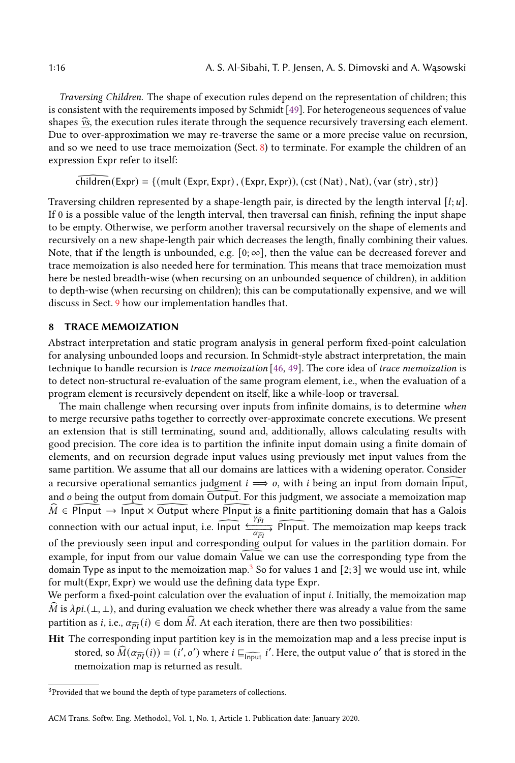*Traversing Children.* The shape of execution rules depend on the representation of children; this is consistent with the requirements imposed by Schmidt [49]. For heterogeneous sequences of value shapes $\widehat{vs}$, the execution rules iterate through the sequence recursively traversing each element. Due to over-approximation we may re-traverse the same or a more precise value on recursion, and so we need to use trace memoization (Sect. 8) to terminate. For example the children of an expression Expr refer to itself:

$$\widehat{\mathsf{children}}(\mathsf{Expr}) = \{(\mathsf{mult}\,(\mathsf{Expr}, \mathsf{Expr})\,, (\mathsf{Expr}, \mathsf{Expr})), (\mathsf{cst}\,(\mathsf{Nat})\,, \mathsf{Nat}), (\mathsf{var}\,(\mathsf{str})\,, \mathsf{str})\}$$

Traversing children represented by a shape-length pair, is directed by the length interval $[l; u]$. If 0 is a possible value of the length interval, then traversal can finish, refining the input shape to be empty. Otherwise, we perform another traversal recursively on the shape of elements and recursively on a new shape-length pair which decreases the length, finally combining their values. Note, that if the length is unbounded, e.g. $[0; \infty]$, then the value can be decreased forever and trace memoization is also needed here for termination. This means that trace memoization must here be nested breadth-wise (when recursing on an unbounded sequence of children), in addition to depth-wise (when recursing on children); this can be computationally expensive, and we will discuss in Sect. 9 how our implementation handles that.

## 8 TRACE MEMOIZATION

Abstract interpretation and static program analysis in general perform fixed-point calculation for analysing unbounded loops and recursion. In Schmidt-style abstract interpretation, the main technique to handle recursion is *trace memoization* [46, 49]. The core idea of *trace memoization* is to detect non-structural re-evaluation of the same program element, i.e., when the evaluation of a program element is recursively dependent on itself, like a while-loop or traversal.

The main challenge when recursing over inputs from infinite domains, is to determine *when* to merge recursive paths together to correctly over-approximate concrete executions. We present an extension that is still terminating, sound and, additionally, allows calculating results with good precision. The core idea is to partition the infinite input domain using a finite domain of elements, and on recursion degrade input values using previously met input values from the same partition. We assume that all our domains are lattices with a widening operator. Consider a recursive operational semantics judgment $i \Longrightarrow o$, with $i$ being an input from domain $\widehat{\mathsf{Input}}$, and $o$ being the output from domain $\widehat{\mathsf{Output}}$. For this judgment, we associate a memoization map $\widehat{M} \in \widehat{\mathsf{PInput}} \rightarrow \widehat{\mathsf{Input}} \times \widehat{\mathsf{Output}}$ where $\widehat{\mathsf{PInput}}$ is a finite partitioning domain that has a Galois connection with our actual input, i.e. $\widehat{\mathsf{Input}} \underset{\alpha_{\widehat{PI}}}{\overset{\gamma_{\widehat{PI}}}{\leftrightarrows}} \widehat{\mathsf{PInput}}$. The memoization map keeps track of the previously seen input and corresponding output for values in the partition domain. For example, for input from our value domain $\widehat{\mathsf{Value}}$ we can use the corresponding type from the domain Type as input to the memoization map.[3] So for values 1 and $[2; 3]$ we would use int, while for mult(Expr, Expr) we would use the defining data type Expr.

We perform a fixed-point calculation over the evaluation of input $i$. Initially, the memoization map $\widehat{M}$ is $\lambda pi.(\bot, \bot)$, and during evaluation we check whether there was already a value from the same partition as $i$, i.e., $\alpha_{\widehat{PI}}(i) \in \mathrm{dom}\, \widehat{M}$. At each iteration, there are then two possibilities:

**Hit** The corresponding input partition key is in the memoization map and a less precise input is stored, so $\widehat{M}(\alpha_{\widehat{PI}}(i)) = (i', o')$ where $i \sqsubseteq_{\widehat{\mathsf{Input}}} i'$. Here, the output value $o'$ that is stored in the memoization map is returned as result.

[3] Provided that we bound the depth of type parameters of collections.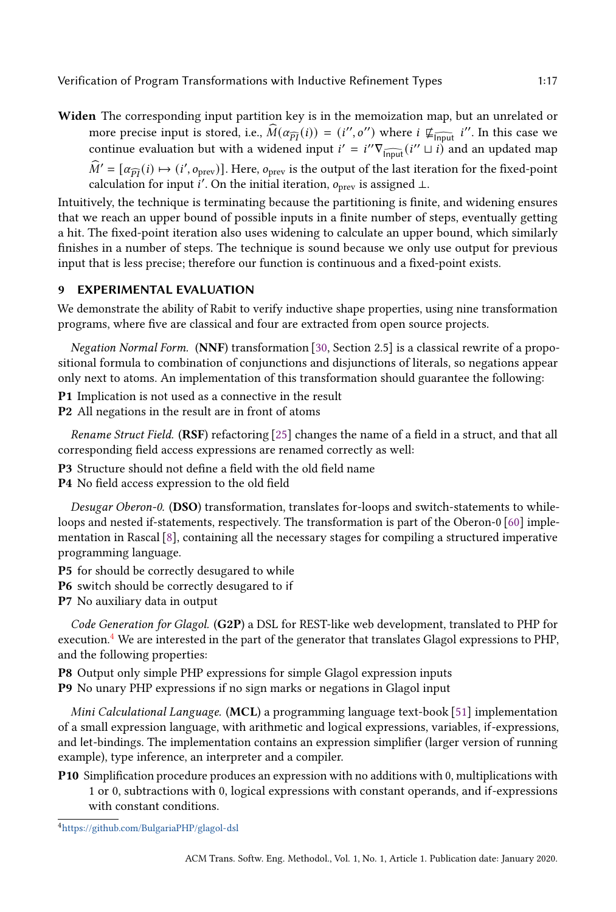**Widen** The corresponding input partition key is in the memoization map, but an unrelated or more precise input is stored, i.e., $\widehat{M}(\alpha_{\widehat{PI}}(i)) = (i'', o'')$ where $i \not\sqsubseteq_{\widehat{\text{Input}}} i''$. In this case we continue evaluation but with a widened input $i' = i'' \nabla_{\widehat{\text{Input}}} (i'' \sqcup i)$ and an updated map $\widehat{M}' = [\alpha_{\widehat{PI}}(i) \mapsto (i', o_{\text{prev}})]$. Here, $o_{\text{prev}}$ is the output of the last iteration for the fixed-point calculation for input $i'$. On the initial iteration, $o_{\text{prev}}$ is assigned $\bot$.

Intuitively, the technique is terminating because the partitioning is finite, and widening ensures that we reach an upper bound of possible inputs in a finite number of steps, eventually getting a hit. The fixed-point iteration also uses widening to calculate an upper bound, which similarly finishes in a number of steps. The technique is sound because we only use output for previous input that is less precise; therefore our function is continuous and a fixed-point exists.

## 9 EXPERIMENTAL EVALUATION

We demonstrate the ability of Rabit to verify inductive shape properties, using nine transformation programs, where five are classical and four are extracted from open source projects.

*Negation Normal Form.* (**NNF**) transformation [30, Section 2.5] is a classical rewrite of a propositional formula to combination of conjunctions and disjunctions of literals, so negations appear only next to atoms. An implementation of this transformation should guarantee the following:

**P1** Implication is not used as a connective in the result
**P2** All negations in the result are in front of atoms

*Rename Struct Field.* (**RSF**) refactoring [25] changes the name of a field in a struct, and that all corresponding field access expressions are renamed correctly as well:

**P3** Structure should not define a field with the old field name
**P4** No field access expression to the old field

*Desugar Oberon-0.* (**DSO**) transformation, translates for-loops and switch-statements to while-loops and nested if-statements, respectively. The transformation is part of the Oberon-0 [60] implementation in Rascal [8], containing all the necessary stages for compiling a structured imperative programming language.

**P5** for should be correctly desugared to while
**P6** switch should be correctly desugared to if
**P7** No auxiliary data in output

*Code Generation for Glagol.* (**G2P**) a DSL for REST-like web development, translated to PHP for execution.[4] We are interested in the part of the generator that translates Glagol expressions to PHP, and the following properties:

**P8** Output only simple PHP expressions for simple Glagol expression inputs
**P9** No unary PHP expressions if no sign marks or negations in Glagol input

*Mini Calculational Language.* (**MCL**) a programming language text-book [51] implementation of a small expression language, with arithmetic and logical expressions, variables, if-expressions, and let-bindings. The implementation contains an expression simplifier (larger version of running example), type inference, an interpreter and a compiler.

**P10** Simplification procedure produces an expression with no additions with 0, multiplications with 1 or 0, subtractions with 0, logical expressions with constant operands, and if-expressions with constant conditions.

[4] https://github.com/BulgariaPHP/glagol-dsl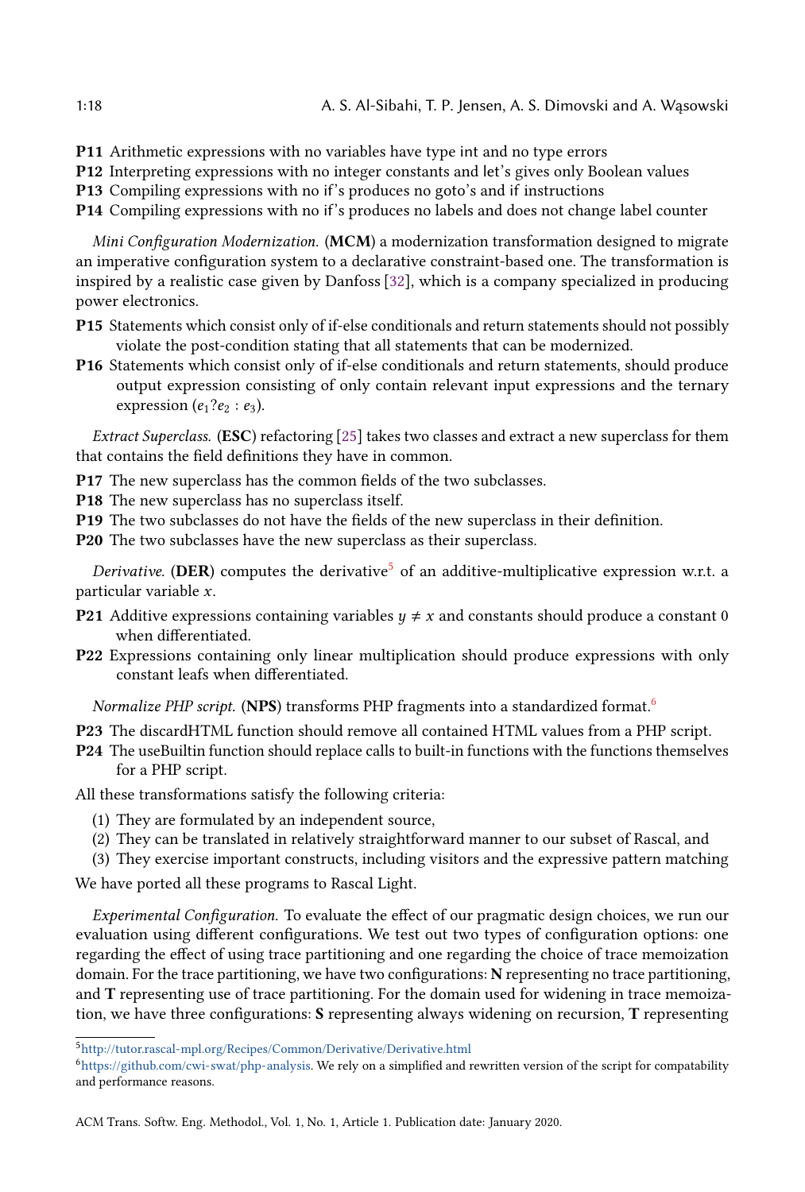**P11** Arithmetic expressions with no variables have type int and no type errors

**P12** Interpreting expressions with no integer constants and let's gives only Boolean values

**P13** Compiling expressions with no if's produces no goto's and if instructions

**P14** Compiling expressions with no if's produces no labels and does not change label counter

*Mini Configuration Modernization.* (**MCM**) a modernization transformation designed to migrate an imperative configuration system to a declarative constraint-based one. The transformation is inspired by a realistic case given by Danfoss [32], which is a company specialized in producing power electronics.

**P15** Statements which consist only of if-else conditionals and return statements should not possibly violate the post-condition stating that all statements that can be modernized.

**P16** Statements which consist only of if-else conditionals and return statements, should produce output expression consisting of only contain relevant input expressions and the ternary expression ($e_1 ? e_2 : e_3$).

*Extract Superclass.* (**ESC**) refactoring [25] takes two classes and extract a new superclass for them that contains the field definitions they have in common.

**P17** The new superclass has the common fields of the two subclasses.

**P18** The new superclass has no superclass itself.

**P19** The two subclasses do not have the fields of the new superclass in their definition.

**P20** The two subclasses have the new superclass as their superclass.

*Derivative.* (**DER**) computes the derivative[5] of an additive-multiplicative expression w.r.t. a particular variable $x$.

**P21** Additive expressions containing variables $y \neq x$ and constants should produce a constant 0 when differentiated.

**P22** Expressions containing only linear multiplication should produce expressions with only constant leafs when differentiated.

*Normalize PHP script.* (**NPS**) transforms PHP fragments into a standardized format.[6]

**P23** The discardHTML function should remove all contained HTML values from a PHP script.

**P24** The useBuiltin function should replace calls to built-in functions with the functions themselves for a PHP script.

All these transformations satisfy the following criteria:

(1) They are formulated by an independent source,
(2) They can be translated in relatively straightforward manner to our subset of Rascal, and
(3) They exercise important constructs, including visitors and the expressive pattern matching

We have ported all these programs to Rascal Light.

*Experimental Configuration.* To evaluate the effect of our pragmatic design choices, we run our evaluation using different configurations. We test out two types of configuration options: one regarding the effect of using trace partitioning and one regarding the choice of trace memoization domain. For the trace partitioning, we have two configurations: **N** representing no trace partitioning, and **T** representing use of trace partitioning. For the domain used for widening in trace memoization, we have three configurations: **S** representing always widening on recursion, **T** representing

[5] http://tutor.rascal-mpl.org/Recipes/Common/Derivative/Derivative.html

[6] https://github.com/cwi-swat/php-analysis. We rely on a simplified and rewritten version of the script for compatability and performance reasons.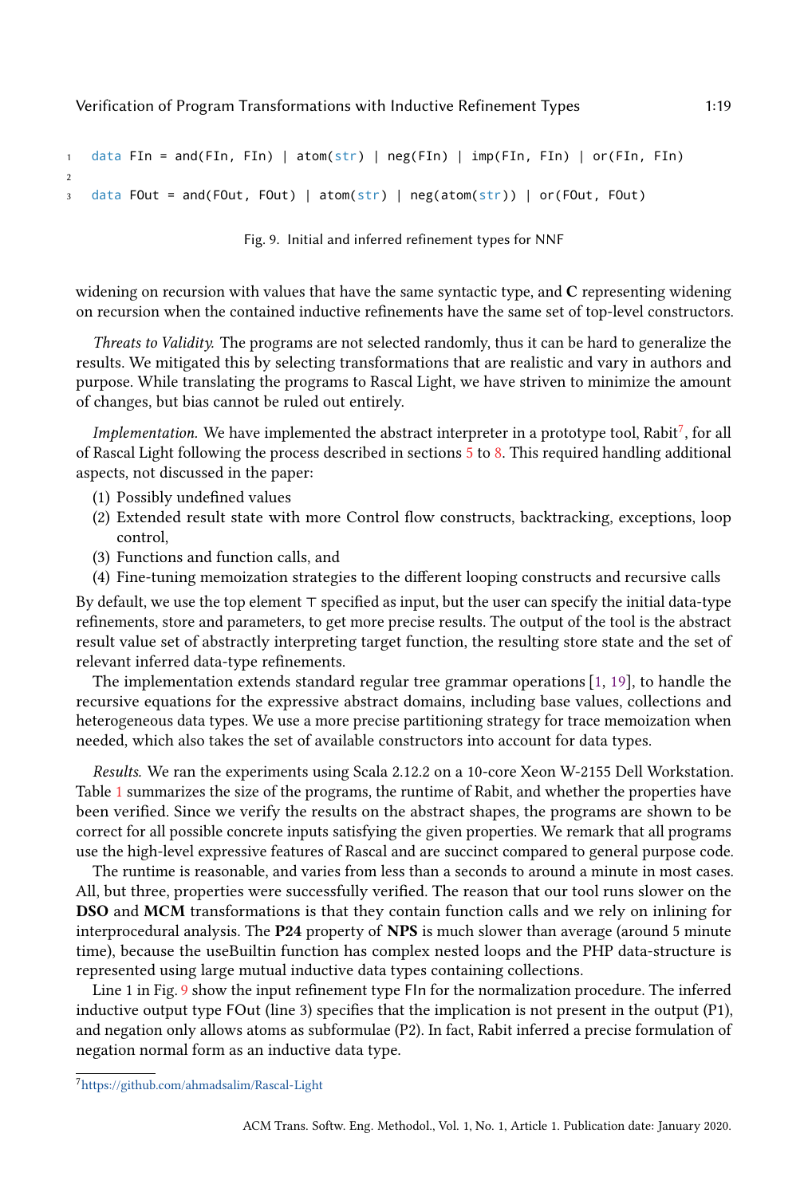```
1  data FIn = and(FIn, FIn) | atom(str) | neg(FIn) | imp(FIn, FIn) | or(FIn, FIn)
2
3  data FOut = and(FOut, FOut) | atom(str) | neg(atom(str)) | or(FOut, FOut)
```

Fig. 9. Initial and inferred refinement types for NNF

widening on recursion with values that have the same syntactic type, and **C** representing widening on recursion when the contained inductive refinements have the same set of top-level constructors.

*Threats to Validity.* The programs are not selected randomly, thus it can be hard to generalize the results. We mitigated this by selecting transformations that are realistic and vary in authors and purpose. While translating the programs to Rascal Light, we have striven to minimize the amount of changes, but bias cannot be ruled out entirely.

*Implementation.* We have implemented the abstract interpreter in a prototype tool, Rabit[7], for all of Rascal Light following the process described in sections 5 to 8. This required handling additional aspects, not discussed in the paper:

1. Possibly undefined values
2. Extended result state with more Control flow constructs, backtracking, exceptions, loop control,
3. Functions and function calls, and
4. Fine-tuning memoization strategies to the different looping constructs and recursive calls

By default, we use the top element $\top$ specified as input, but the user can specify the initial data-type refinements, store and parameters, to get more precise results. The output of the tool is the abstract result value set of abstractly interpreting target function, the resulting store state and the set of relevant inferred data-type refinements.

The implementation extends standard regular tree grammar operations [1, 19], to handle the recursive equations for the expressive abstract domains, including base values, collections and heterogeneous data types. We use a more precise partitioning strategy for trace memoization when needed, which also takes the set of available constructors into account for data types.

*Results.* We ran the experiments using Scala 2.12.2 on a 10-core Xeon W-2155 Dell Workstation. Table 1 summarizes the size of the programs, the runtime of Rabit, and whether the properties have been verified. Since we verify the results on the abstract shapes, the programs are shown to be correct for all possible concrete inputs satisfying the given properties. We remark that all programs use the high-level expressive features of Rascal and are succinct compared to general purpose code.

The runtime is reasonable, and varies from less than a seconds to around a minute in most cases. All, but three, properties were successfully verified. The reason that our tool runs slower on the **DSO** and **MCM** transformations is that they contain function calls and we rely on inlining for interprocedural analysis. The **P24** property of **NPS** is much slower than average (around 5 minute time), because the useBuiltin function has complex nested loops and the PHP data-structure is represented using large mutual inductive data types containing collections.

Line 1 in Fig. 9 show the input refinement type FIn for the normalization procedure. The inferred inductive output type FOut (line 3) specifies that the implication is not present in the output (P1), and negation only allows atoms as subformulae (P2). In fact, Rabit inferred a precise formulation of negation normal form as an inductive data type.

[7] https://github.com/ahmadsalim/Rascal-Light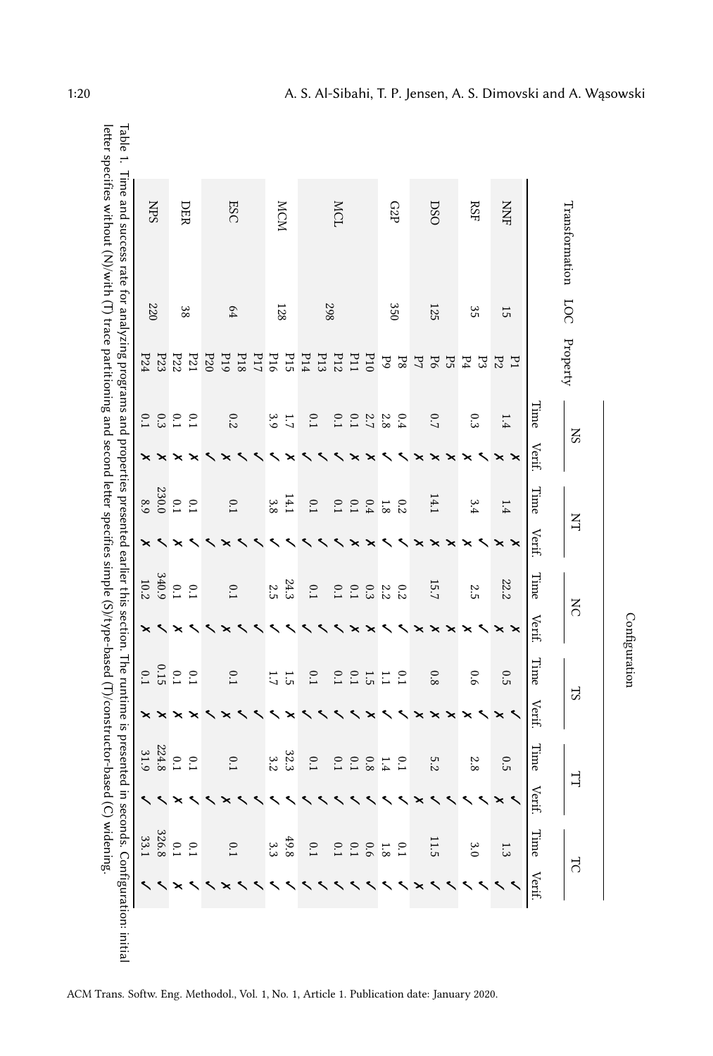| Transformation | LOC | Property | NS | | NT | | NC | | TS | | TT | | TC | |
|---|---|---|---|---|---|---|---|---|---|---|---|---|---|---|
| | | | Time | Verif. | Time | Verif. | Time | Verif. | Time | Verif. | Time | Verif. | Time | Verif. |
| NNF | 15 | P1 | 1.4 | ✗ | 1.4 | ✗ | 22.2 | ✗ | 0.5 | ✗ | 0.5 | ✗ | 1.3 | ✓ |
| | | P2 | | ✗ | | ✗ | | ✗ | | ✓ | | ✓ | | ✓ |
| RSF | 35 | P3 | 0.3 | ✓ | 3.4 | ✓ | 2.5 | ✓ | 0.6 | ✓ | 2.8 | ✓ | 3.0 | ✓ |
| | | P4 | | ✗ | | ✗ | | ✗ | | ✗ | | ✓ | | ✓ |
| DSO | 125 | P5 | 0.7 | ✗ | 14.1 | ✗ | 15.7 | ✗ | 0.8 | ✗ | 5.2 | ✓ | 11.5 | ✓ |
| | | P6 | | ✗ | | ✗ | | ✗ | | ✗ | | ✓ | | ✓ |
| | | P7 | | ✗ | | ✗ | | ✗ | | ✗ | | ✗ | | ✗ |
| G2P | 350 | P8 | 0.4 | ✓ | 0.2 | ✓ | 0.2 | ✓ | 0.1 | ✓ | 0.1 | ✓ | 0.1 | ✓ |
| | | P9 | 2.8 | ✓ | 1.8 | ✓ | 2.2 | ✓ | 1.1 | ✓ | 1.4 | ✓ | 1.8 | ✓ |
| MCL | 298 | P10 | 2.7 | ✗ | 0.4 | ✗ | 0.3 | ✗ | 1.5 | ✗ | 0.8 | ✓ | 0.6 | ✓ |
| | | P11 | 0.1 | ✗ | 0.1 | ✗ | 0.1 | ✗ | 0.1 | ✓ | 0.1 | ✓ | 0.1 | ✓ |
| | | P12 | 0.1 | ✓ | 0.1 | ✓ | 0.1 | ✓ | 0.1 | ✓ | 0.1 | ✓ | 0.1 | ✓ |
| | | P13 | 0.1 | ✓ | 0.1 | ✓ | 0.1 | ✓ | 0.1 | ✓ | 0.1 | ✓ | 0.1 | ✓ |
| | | P14 | | ✓ | | ✓ | | ✓ | | ✓ | | ✓ | | ✓ |
| MCM | 128 | P15 | 1.7 | ✗ | 14.1 | ✓ | 24.3 | ✓ | 1.5 | ✗ | 32.3 | ✓ | 49.8 | ✓ |
| | | P16 | 3.9 | ✓ | 3.8 | ✓ | 2.5 | ✓ | 1.7 | ✓ | 3.2 | ✓ | 3.3 | ✓ |
| | | P17 | | ✓ | | ✓ | | ✓ | | ✓ | | ✓ | | ✓ |
| ESC | 64 | P18 | 0.2 | ✓ | 0.1 | ✓ | 0.1 | ✓ | 0.1 | ✓ | 0.1 | ✓ | 0.1 | ✓ |
| | | P19 | | ✗ | | ✗ | | ✗ | | ✗ | | ✗ | | ✗ |
| | | P20 | | ✓ | | ✓ | | ✓ | | ✓ | | ✓ | | ✓ |
| DER | 38 | P21 | 0.1 | ✗ | 0.1 | ✓ | 0.1 | ✓ | 0.1 | ✗ | 0.1 | ✓ | 0.1 | ✓ |
| | | P22 | 0.1 | ✗ | 0.1 | ✗ | 0.1 | ✗ | 0.1 | ✗ | 0.1 | ✗ | 0.1 | ✗ |
| NPS | 220 | P23 | 0.3 | ✗ | 230.0 | ✓ | 340.9 | ✓ | 0.15 | ✗ | 224.8 | ✓ | 326.8 | ✓ |
| | | P24 | 0.1 | ✗ | 8.9 | ✗ | 10.2 | ✗ | 0.1 | ✗ | 31.9 | ✓ | 33.1 | ✓ |

Table 1. Time and success rate for analyzing programs and properties presented earlier this section. The runtime is presented in seconds. Configuration: initial letter specifies without (N)/with (T) trace partitioning and second letter specifies simple (S)/type-based (T)/constructor-based (C) widening.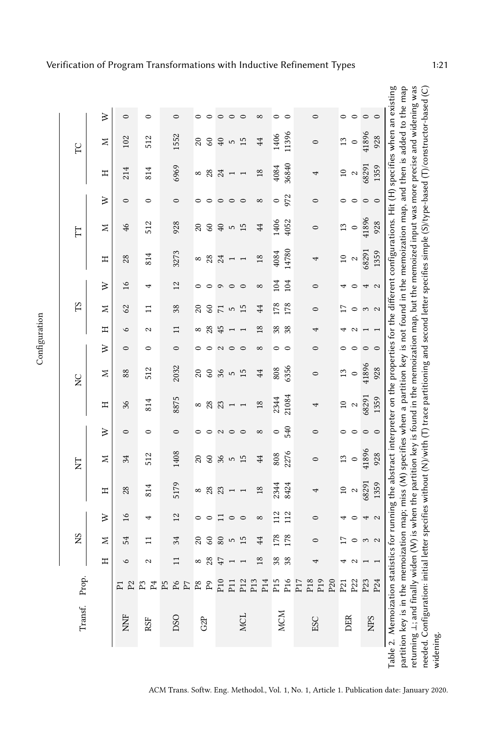| Transf. | Prop. | Configuration | | | | | | | | | | | | | | | | | |
|---|---|---|---|---|---|---|---|---|---|---|---|---|---|---|---|---|---|---|---|
| | | NS | | | NT | | | NC | | | TS | | | TT | | | TC | | |
| | | H | M | W | H | M | W | H | M | W | H | M | W | H | M | W | H | M | W |
| NNF | P1, P2 | 6 | 54 | 16 | 28 | 34 | 0 | 36 | 88 | 0 | 6 | 62 | 16 | 28 | 46 | 0 | 214 | 102 | 0 |
| RSF | P3, P4 | 2 | 11 | 4 | 814 | 512 | 0 | 814 | 512 | 0 | 2 | 11 | 4 | 814 | 512 | 0 | 814 | 512 | 0 |
| DSO | P5, P6, P7 | 11 | 34 | 12 | 5179 | 1408 | 0 | 8875 | 2032 | 0 | 11 | 38 | 12 | 3273 | 928 | 0 | 6969 | 1552 | 0 |
| G2P | P8 | 8 | 20 | 0 | 8 | 20 | 0 | 8 | 20 | 0 | 8 | 20 | 0 | 8 | 20 | 0 | 8 | 20 | 0 |
| | P9 | 28 | 60 | 0 | 28 | 60 | 0 | 28 | 60 | 0 | 28 | 60 | 0 | 28 | 60 | 0 | 28 | 60 | 0 |
| MCL | P10 | 47 | 80 | 11 | 23 | 36 | 2 | 23 | 36 | 2 | 45 | 71 | 9 | 24 | 40 | 0 | 24 | 40 | 0 |
| | P11 | 1 | 5 | 0 | 1 | 5 | 0 | 1 | 5 | 0 | 1 | 5 | 0 | 1 | 5 | 0 | 1 | 5 | 0 |
| | P12 | 1 | 15 | 0 | 1 | 15 | 0 | 1 | 15 | 0 | 1 | 15 | 0 | 1 | 15 | 0 | 1 | 15 | 0 |
| | P13, P14 | 18 | 44 | 8 | 18 | 44 | 8 | 18 | 44 | 8 | 18 | 44 | 8 | 18 | 44 | 8 | 18 | 44 | 8 |
| MCM | P15 | 38 | 178 | 112 | 2344 | 808 | 0 | 2344 | 808 | 0 | 38 | 178 | 104 | 4084 | 1406 | 0 | 4084 | 1406 | 0 |
| | P16 | 38 | 178 | 112 | 8424 | 2276 | 540 | 21084 | 6356 | 0 | 38 | 178 | 104 | 14780 | 4052 | 972 | 36840 | 11396 | 0 |
| ESC | P17, P18, P19, P20 | 4 | 0 | 0 | 4 | 0 | 0 | 4 | 0 | 0 | 4 | 0 | 0 | 4 | 0 | 0 | 4 | 0 | 0 |
| DER | P21 | 4 | 17 | 4 | 10 | 13 | 0 | 10 | 13 | 0 | 4 | 17 | 4 | 10 | 13 | 0 | 10 | 13 | 0 |
| | P22 | 2 | 0 | 0 | 2 | 0 | 0 | 2 | 0 | 0 | 2 | 0 | 0 | 2 | 0 | 0 | 2 | 0 | 0 |
| NPS | P23 | 1 | 3 | 4 | 68291 | 41896 | 0 | 68291 | 41896 | 0 | 1 | 3 | 4 | 68291 | 41896 | 0 | 68291 | 41896 | 0 |
| | P24 | 1 | 2 | 2 | 1359 | 928 | 0 | 1359 | 928 | 0 | 1 | 2 | 2 | 1359 | 928 | 0 | 1359 | 928 | 0 |

Table 2. Memoization statistics for running the abstract interpreter on the properties for the different configurations. Hit (H) specifies when an existing partition key is in the memoization map; miss (M) specifies when a partition key is not found in the memoization map, and then is added to the map returning ⊥; and finally widen (W) is when the partition key is found in the memoization map, but the memoized input was more precise and widening was needed. Configuration: initial letter specifies without (N)/with (T) trace partitioning and second letter specifies simple (S)/type-based (T)/constructor-based (C) widening.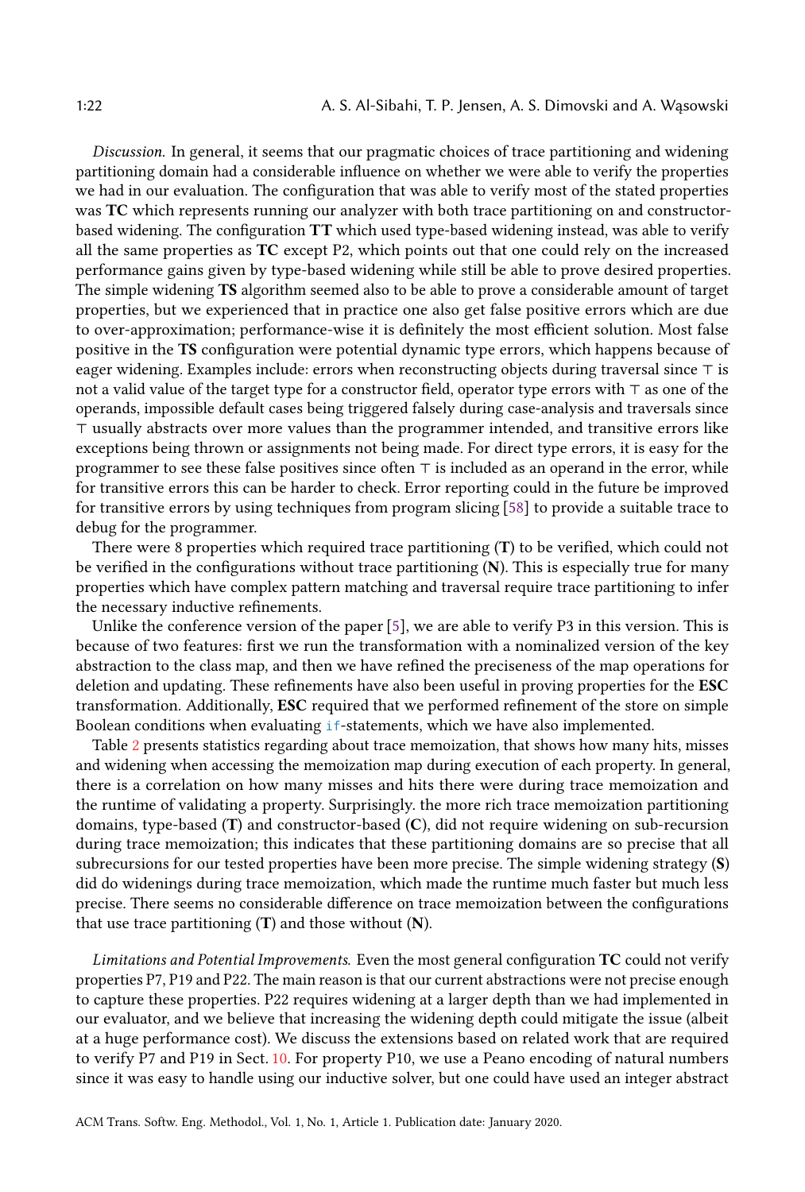*Discussion.* In general, it seems that our pragmatic choices of trace partitioning and widening partitioning domain had a considerable influence on whether we were able to verify the properties we had in our evaluation. The configuration that was able to verify most of the stated properties was **TC** which represents running our analyzer with both trace partitioning on and constructor-based widening. The configuration **TT** which used type-based widening instead, was able to verify all the same properties as **TC** except P2, which points out that one could rely on the increased performance gains given by type-based widening while still be able to prove desired properties. The simple widening **TS** algorithm seemed also to be able to prove a considerable amount of target properties, but we experienced that in practice one also get false positive errors which are due to over-approximation; performance-wise it is definitely the most efficient solution. Most false positive in the **TS** configuration were potential dynamic type errors, which happens because of eager widening. Examples include: errors when reconstructing objects during traversal since $\top$ is not a valid value of the target type for a constructor field, operator type errors with $\top$ as one of the operands, impossible default cases being triggered falsely during case-analysis and traversals since $\top$ usually abstracts over more values than the programmer intended, and transitive errors like exceptions being thrown or assignments not being made. For direct type errors, it is easy for the programmer to see these false positives since often $\top$ is included as an operand in the error, while for transitive errors this can be harder to check. Error reporting could in the future be improved for transitive errors by using techniques from program slicing [58] to provide a suitable trace to debug for the programmer.

There were 8 properties which required trace partitioning (**T**) to be verified, which could not be verified in the configurations without trace partitioning (**N**). This is especially true for many properties which have complex pattern matching and traversal require trace partitioning to infer the necessary inductive refinements.

Unlike the conference version of the paper [5], we are able to verify P3 in this version. This is because of two features: first we run the transformation with a nominalized version of the key abstraction to the class map, and then we have refined the preciseness of the map operations for deletion and updating. These refinements have also been useful in proving properties for the **ESC** transformation. Additionally, **ESC** required that we performed refinement of the store on simple Boolean conditions when evaluating `if`-statements, which we have also implemented.

Table 2 presents statistics regarding about trace memoization, that shows how many hits, misses and widening when accessing the memoization map during execution of each property. In general, there is a correlation on how many misses and hits there were during trace memoization and the runtime of validating a property. Surprisingly. the more rich trace memoization partitioning domains, type-based (**T**) and constructor-based (**C**), did not require widening on sub-recursion during trace memoization; this indicates that these partitioning domains are so precise that all subrecursions for our tested properties have been more precise. The simple widening strategy (**S**) did do widenings during trace memoization, which made the runtime much faster but much less precise. There seems no considerable difference on trace memoization between the configurations that use trace partitioning (**T**) and those without (**N**).

*Limitations and Potential Improvements.* Even the most general configuration **TC** could not verify properties P7, P19 and P22. The main reason is that our current abstractions were not precise enough to capture these properties. P22 requires widening at a larger depth than we had implemented in our evaluator, and we believe that increasing the widening depth could mitigate the issue (albeit at a huge performance cost). We discuss the extensions based on related work that are required to verify P7 and P19 in Sect. 10. For property P10, we use a Peano encoding of natural numbers since it was easy to handle using our inductive solver, but one could have used an integer abstract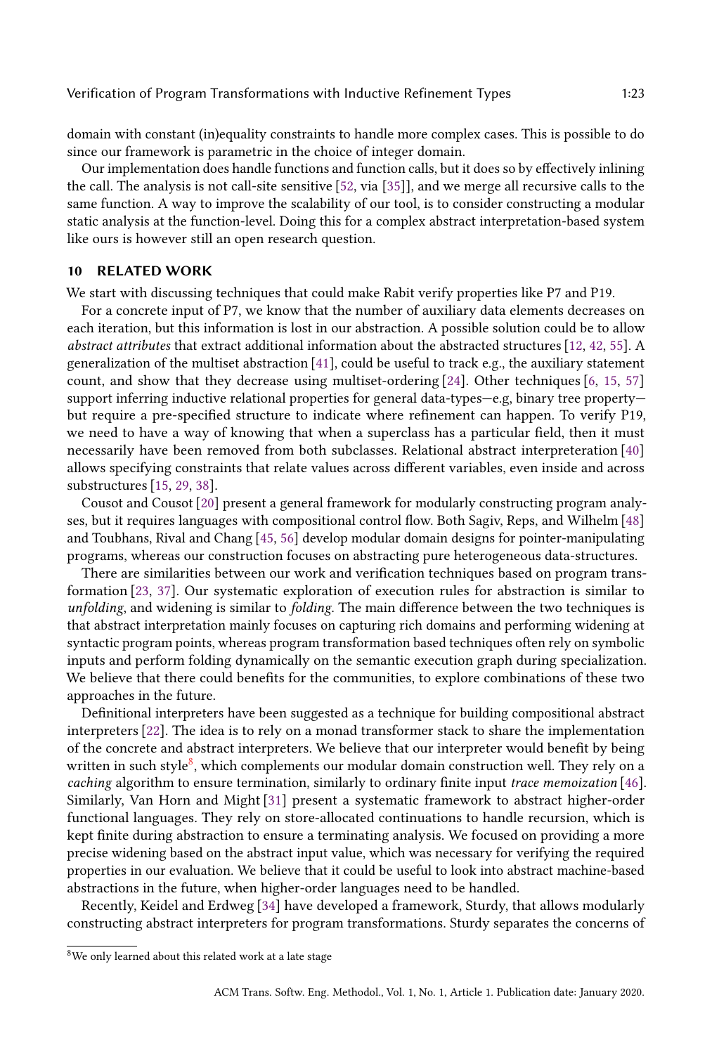domain with constant (in)equality constraints to handle more complex cases. This is possible to do since our framework is parametric in the choice of integer domain.

Our implementation does handle functions and function calls, but it does so by effectively inlining the call. The analysis is not call-site sensitive [52, via [35]], and we merge all recursive calls to the same function. A way to improve the scalability of our tool, is to consider constructing a modular static analysis at the function-level. Doing this for a complex abstract interpretation-based system like ours is however still an open research question.

## 10 RELATED WORK

We start with discussing techniques that could make Rabit verify properties like P7 and P19.

For a concrete input of P7, we know that the number of auxiliary data elements decreases on each iteration, but this information is lost in our abstraction. A possible solution could be to allow *abstract attributes* that extract additional information about the abstracted structures [12, 42, 55]. A generalization of the multiset abstraction [41], could be useful to track e.g., the auxiliary statement count, and show that they decrease using multiset-ordering [24]. Other techniques [6, 15, 57] support inferring inductive relational properties for general data-types—e.g, binary tree property—but require a pre-specified structure to indicate where refinement can happen. To verify P19, we need to have a way of knowing that when a superclass has a particular field, then it must necessarily have been removed from both subclasses. Relational abstract interpreteration [40] allows specifying constraints that relate values across different variables, even inside and across substructures [15, 29, 38].

Cousot and Cousot [20] present a general framework for modularly constructing program analyses, but it requires languages with compositional control flow. Both Sagiv, Reps, and Wilhelm [48] and Toubhans, Rival and Chang [45, 56] develop modular domain designs for pointer-manipulating programs, whereas our construction focuses on abstracting pure heterogeneous data-structures.

There are similarities between our work and verification techniques based on program transformation [23, 37]. Our systematic exploration of execution rules for abstraction is similar to *unfolding*, and widening is similar to *folding*. The main difference between the two techniques is that abstract interpretation mainly focuses on capturing rich domains and performing widening at syntactic program points, whereas program transformation based techniques often rely on symbolic inputs and perform folding dynamically on the semantic execution graph during specialization. We believe that there could benefits for the communities, to explore combinations of these two approaches in the future.

Definitional interpreters have been suggested as a technique for building compositional abstract interpreters [22]. The idea is to rely on a monad transformer stack to share the implementation of the concrete and abstract interpreters. We believe that our interpreter would benefit by being written in such style[8], which complements our modular domain construction well. They rely on a *caching* algorithm to ensure termination, similarly to ordinary finite input *trace memoization* [46]. Similarly, Van Horn and Might [31] present a systematic framework to abstract higher-order functional languages. They rely on store-allocated continuations to handle recursion, which is kept finite during abstraction to ensure a terminating analysis. We focused on providing a more precise widening based on the abstract input value, which was necessary for verifying the required properties in our evaluation. We believe that it could be useful to look into abstract machine-based abstractions in the future, when higher-order languages need to be handled.

Recently, Keidel and Erdweg [34] have developed a framework, Sturdy, that allows modularly constructing abstract interpreters for program transformations. Sturdy separates the concerns of

[8] We only learned about this related work at a late stage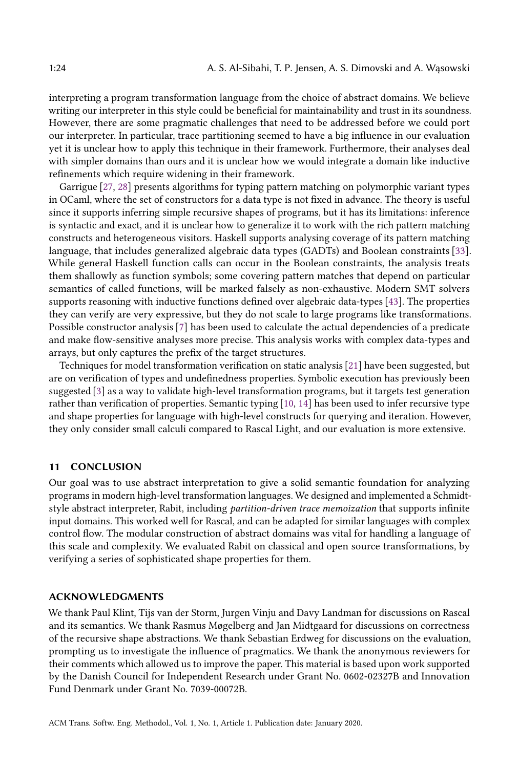interpreting a program transformation language from the choice of abstract domains. We believe writing our interpreter in this style could be beneficial for maintainability and trust in its soundness. However, there are some pragmatic challenges that need to be addressed before we could port our interpreter. In particular, trace partitioning seemed to have a big influence in our evaluation yet it is unclear how to apply this technique in their framework. Furthermore, their analyses deal with simpler domains than ours and it is unclear how we would integrate a domain like inductive refinements which require widening in their framework.

Garrigue [27, 28] presents algorithms for typing pattern matching on polymorphic variant types in OCaml, where the set of constructors for a data type is not fixed in advance. The theory is useful since it supports inferring simple recursive shapes of programs, but it has its limitations: inference is syntactic and exact, and it is unclear how to generalize it to work with the rich pattern matching constructs and heterogeneous visitors. Haskell supports analysing coverage of its pattern matching language, that includes generalized algebraic data types (GADTs) and Boolean constraints [33]. While general Haskell function calls can occur in the Boolean constraints, the analysis treats them shallowly as function symbols; some covering pattern matches that depend on particular semantics of called functions, will be marked falsely as non-exhaustive. Modern SMT solvers supports reasoning with inductive functions defined over algebraic data-types [43]. The properties they can verify are very expressive, but they do not scale to large programs like transformations. Possible constructor analysis [7] has been used to calculate the actual dependencies of a predicate and make flow-sensitive analyses more precise. This analysis works with complex data-types and arrays, but only captures the prefix of the target structures.

Techniques for model transformation verification on static analysis [21] have been suggested, but are on verification of types and undefinedness properties. Symbolic execution has previously been suggested [3] as a way to validate high-level transformation programs, but it targets test generation rather than verification of properties. Semantic typing [10, 14] has been used to infer recursive type and shape properties for language with high-level constructs for querying and iteration. However, they only consider small calculi compared to Rascal Light, and our evaluation is more extensive.

## 11 CONCLUSION

Our goal was to use abstract interpretation to give a solid semantic foundation for analyzing programs in modern high-level transformation languages. We designed and implemented a Schmidt-style abstract interpreter, Rabit, including *partition-driven trace memoization* that supports infinite input domains. This worked well for Rascal, and can be adapted for similar languages with complex control flow. The modular construction of abstract domains was vital for handling a language of this scale and complexity. We evaluated Rabit on classical and open source transformations, by verifying a series of sophisticated shape properties for them.

## ACKNOWLEDGMENTS

We thank Paul Klint, Tijs van der Storm, Jurgen Vinju and Davy Landman for discussions on Rascal and its semantics. We thank Rasmus Møgelberg and Jan Midtgaard for discussions on correctness of the recursive shape abstractions. We thank Sebastian Erdweg for discussions on the evaluation, prompting us to investigate the influence of pragmatics. We thank the anonymous reviewers for their comments which allowed us to improve the paper. This material is based upon work supported by the Danish Council for Independent Research under Grant No. 0602-02327B and Innovation Fund Denmark under Grant No. 7039-00072B.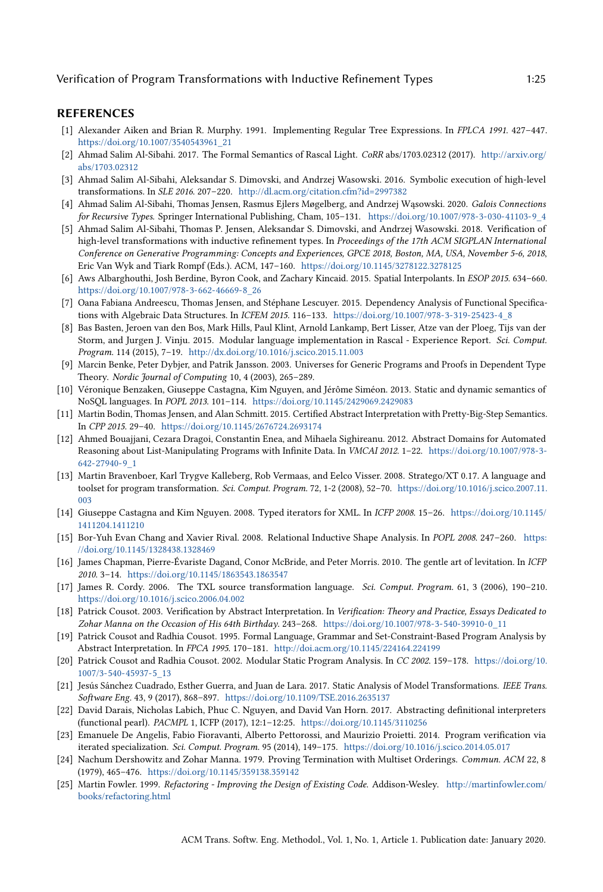## REFERENCES

[1] Alexander Aiken and Brian R. Murphy. 1991. Implementing Regular Tree Expressions. In *FPLCA 1991*. 427–447. https://doi.org/10.1007/3540543961_21

[2] Ahmad Salim Al-Sibahi. 2017. The Formal Semantics of Rascal Light. *CoRR* abs/1703.02312 (2017). http://arxiv.org/abs/1703.02312

[3] Ahmad Salim Al-Sibahi, Aleksandar S. Dimovski, and Andrzej Wasowski. 2016. Symbolic execution of high-level transformations. In *SLE 2016*. 207–220. http://dl.acm.org/citation.cfm?id=2997382

[4] Ahmad Salim Al-Sibahi, Thomas Jensen, Rasmus Ejlers Møgelberg, and Andrzej Wąsowski. 2020. *Galois Connections for Recursive Types*. Springer International Publishing, Cham, 105–131. https://doi.org/10.1007/978-3-030-41103-9_4

[5] Ahmad Salim Al-Sibahi, Thomas P. Jensen, Aleksandar S. Dimovski, and Andrzej Wasowski. 2018. Verification of high-level transformations with inductive refinement types. In *Proceedings of the 17th ACM SIGPLAN International Conference on Generative Programming: Concepts and Experiences, GPCE 2018, Boston, MA, USA, November 5-6, 2018*, Eric Van Wyk and Tiark Rompf (Eds.). ACM, 147–160. https://doi.org/10.1145/3278122.3278125

[6] Aws Albarghouthi, Josh Berdine, Byron Cook, and Zachary Kincaid. 2015. Spatial Interpolants. In *ESOP 2015*. 634–660. https://doi.org/10.1007/978-3-662-46669-8_26

[7] Oana Fabiana Andreescu, Thomas Jensen, and Stéphane Lescuyer. 2015. Dependency Analysis of Functional Specifications with Algebraic Data Structures. In *ICFEM 2015*. 116–133. https://doi.org/10.1007/978-3-319-25423-4_8

[8] Bas Basten, Jeroen van den Bos, Mark Hills, Paul Klint, Arnold Lankamp, Bert Lisser, Atze van der Ploeg, Tijs van der Storm, and Jurgen J. Vinju. 2015. Modular language implementation in Rascal - Experience Report. *Sci. Comput. Program.* 114 (2015), 7–19. http://dx.doi.org/10.1016/j.scico.2015.11.003

[9] Marcin Benke, Peter Dybjer, and Patrik Jansson. 2003. Universes for Generic Programs and Proofs in Dependent Type Theory. *Nordic Journal of Computing* 10, 4 (2003), 265–289.

[10] Véronique Benzaken, Giuseppe Castagna, Kim Nguyen, and Jérôme Siméon. 2013. Static and dynamic semantics of NoSQL languages. In *POPL 2013*. 101–114. https://doi.org/10.1145/2429069.2429083

[11] Martin Bodin, Thomas Jensen, and Alan Schmitt. 2015. Certified Abstract Interpretation with Pretty-Big-Step Semantics. In *CPP 2015*. 29–40. https://doi.org/10.1145/2676724.2693174

[12] Ahmed Bouajjani, Cezara Dragoi, Constantin Enea, and Mihaela Sighireanu. 2012. Abstract Domains for Automated Reasoning about List-Manipulating Programs with Infinite Data. In *VMCAI 2012*. 1–22. https://doi.org/10.1007/978-3-642-27940-9_1

[13] Martin Bravenboer, Karl Trygve Kalleberg, Rob Vermaas, and Eelco Visser. 2008. Stratego/XT 0.17. A language and toolset for program transformation. *Sci. Comput. Program.* 72, 1-2 (2008), 52–70. https://doi.org/10.1016/j.scico.2007.11.003

[14] Giuseppe Castagna and Kim Nguyen. 2008. Typed iterators for XML. In *ICFP 2008*. 15–26. https://doi.org/10.1145/1411204.1411210

[15] Bor-Yuh Evan Chang and Xavier Rival. 2008. Relational Inductive Shape Analysis. In *POPL 2008*. 247–260. https://doi.org/10.1145/1328438.1328469

[16] James Chapman, Pierre-Évariste Dagand, Conor McBride, and Peter Morris. 2010. The gentle art of levitation. In *ICFP 2010*. 3–14. https://doi.org/10.1145/1863543.1863547

[17] James R. Cordy. 2006. The TXL source transformation language. *Sci. Comput. Program.* 61, 3 (2006), 190–210. https://doi.org/10.1016/j.scico.2006.04.002

[18] Patrick Cousot. 2003. Verification by Abstract Interpretation. In *Verification: Theory and Practice, Essays Dedicated to Zohar Manna on the Occasion of His 64th Birthday*. 243–268. https://doi.org/10.1007/978-3-540-39910-0_11

[19] Patrick Cousot and Radhia Cousot. 1995. Formal Language, Grammar and Set-Constraint-Based Program Analysis by Abstract Interpretation. In *FPCA 1995*. 170–181. http://doi.acm.org/10.1145/224164.224199

[20] Patrick Cousot and Radhia Cousot. 2002. Modular Static Program Analysis. In *CC 2002*. 159–178. https://doi.org/10.1007/3-540-45937-5_13

[21] Jesús Sánchez Cuadrado, Esther Guerra, and Juan de Lara. 2017. Static Analysis of Model Transformations. *IEEE Trans. Software Eng.* 43, 9 (2017), 868–897. https://doi.org/10.1109/TSE.2016.2635137

[22] David Darais, Nicholas Labich, Phuc C. Nguyen, and David Van Horn. 2017. Abstracting definitional interpreters (functional pearl). *PACMPL* 1, ICFP (2017), 12:1–12:25. https://doi.org/10.1145/3110256

[23] Emanuele De Angelis, Fabio Fioravanti, Alberto Pettorossi, and Maurizio Proietti. 2014. Program verification via iterated specialization. *Sci. Comput. Program.* 95 (2014), 149–175. https://doi.org/10.1016/j.scico.2014.05.017

[24] Nachum Dershowitz and Zohar Manna. 1979. Proving Termination with Multiset Orderings. *Commun. ACM* 22, 8 (1979), 465–476. https://doi.org/10.1145/359138.359142

[25] Martin Fowler. 1999. *Refactoring - Improving the Design of Existing Code.* Addison-Wesley. http://martinfowler.com/books/refactoring.html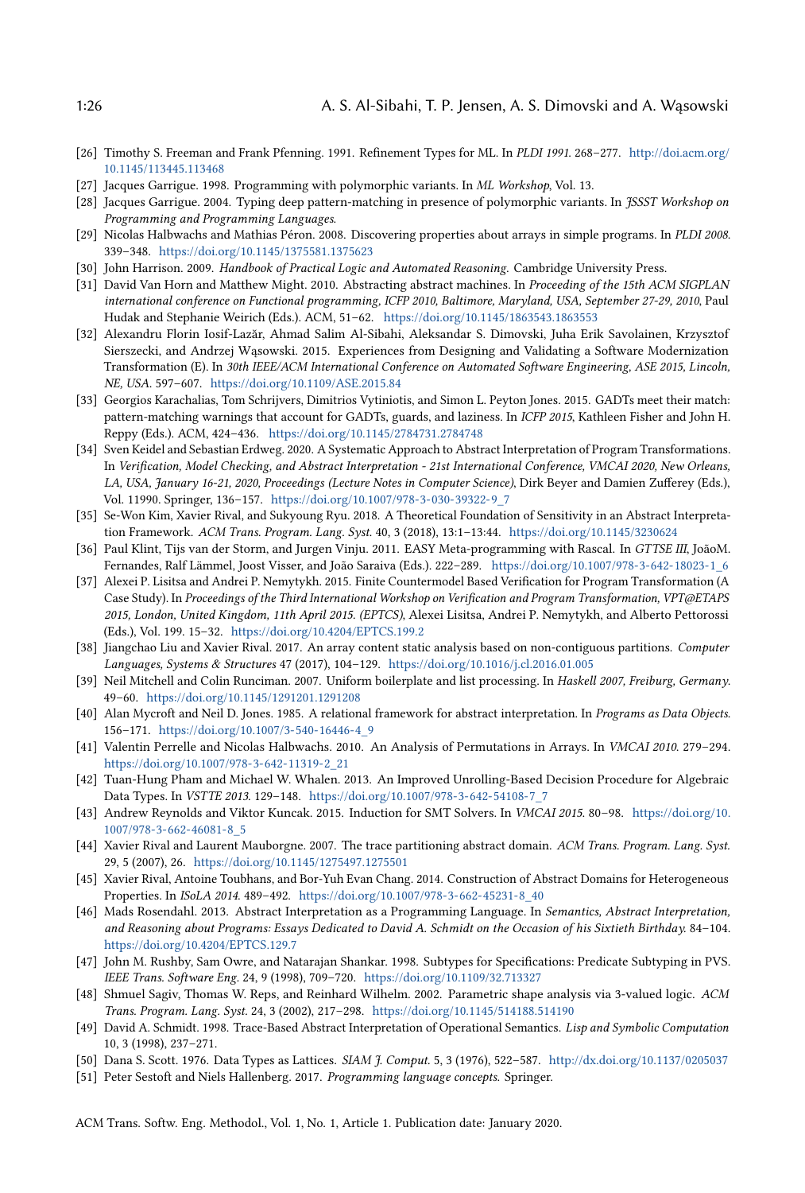[26] Timothy S. Freeman and Frank Pfenning. 1991. Refinement Types for ML. In *PLDI 1991*. 268–277. http://doi.acm.org/10.1145/113445.113468

[27] Jacques Garrigue. 1998. Programming with polymorphic variants. In *ML Workshop*, Vol. 13.

[28] Jacques Garrigue. 2004. Typing deep pattern-matching in presence of polymorphic variants. In *JSSST Workshop on Programming and Programming Languages*.

[29] Nicolas Halbwachs and Mathias Péron. 2008. Discovering properties about arrays in simple programs. In *PLDI 2008*. 339–348. https://doi.org/10.1145/1375581.1375623

[30] John Harrison. 2009. *Handbook of Practical Logic and Automated Reasoning*. Cambridge University Press.

[31] David Van Horn and Matthew Might. 2010. Abstracting abstract machines. In *Proceeding of the 15th ACM SIGPLAN international conference on Functional programming, ICFP 2010, Baltimore, Maryland, USA, September 27-29, 2010*, Paul Hudak and Stephanie Weirich (Eds.). ACM, 51–62. https://doi.org/10.1145/1863543.1863553

[32] Alexandru Florin Iosif-Lazăr, Ahmad Salim Al-Sibahi, Aleksandar S. Dimovski, Juha Erik Savolainen, Krzysztof Sierszecki, and Andrzej Wąsowski. 2015. Experiences from Designing and Validating a Software Modernization Transformation (E). In *30th IEEE/ACM International Conference on Automated Software Engineering, ASE 2015, Lincoln, NE, USA*. 597–607. https://doi.org/10.1109/ASE.2015.84

[33] Georgios Karachalias, Tom Schrijvers, Dimitrios Vytiniotis, and Simon L. Peyton Jones. 2015. GADTs meet their match: pattern-matching warnings that account for GADTs, guards, and laziness. In *ICFP 2015*, Kathleen Fisher and John H. Reppy (Eds.). ACM, 424–436. https://doi.org/10.1145/2784731.2784748

[34] Sven Keidel and Sebastian Erdweg. 2020. A Systematic Approach to Abstract Interpretation of Program Transformations. In *Verification, Model Checking, and Abstract Interpretation - 21st International Conference, VMCAI 2020, New Orleans, LA, USA, January 16-21, 2020, Proceedings (Lecture Notes in Computer Science)*, Dirk Beyer and Damien Zufferey (Eds.), Vol. 11990. Springer, 136–157. https://doi.org/10.1007/978-3-030-39322-9_7

[35] Se-Won Kim, Xavier Rival, and Sukyoung Ryu. 2018. A Theoretical Foundation of Sensitivity in an Abstract Interpretation Framework. *ACM Trans. Program. Lang. Syst.* 40, 3 (2018), 13:1–13:44. https://doi.org/10.1145/3230624

[36] Paul Klint, Tijs van der Storm, and Jurgen Vinju. 2011. EASY Meta-programming with Rascal. In *GTTSE III*, JoãoM. Fernandes, Ralf Lämmel, Joost Visser, and João Saraiva (Eds.). 222–289. https://doi.org/10.1007/978-3-642-18023-1_6

[37] Alexei P. Lisitsa and Andrei P. Nemytykh. 2015. Finite Countermodel Based Verification for Program Transformation (A Case Study). In *Proceedings of the Third International Workshop on Verification and Program Transformation, VPT@ETAPS 2015, London, United Kingdom, 11th April 2015. (EPTCS)*, Alexei Lisitsa, Andrei P. Nemytykh, and Alberto Pettorossi (Eds.), Vol. 199. 15–32. https://doi.org/10.4204/EPTCS.199.2

[38] Jiangchao Liu and Xavier Rival. 2017. An array content static analysis based on non-contiguous partitions. *Computer Languages, Systems & Structures* 47 (2017), 104–129. https://doi.org/10.1016/j.cl.2016.01.005

[39] Neil Mitchell and Colin Runciman. 2007. Uniform boilerplate and list processing. In *Haskell 2007, Freiburg, Germany*. 49–60. https://doi.org/10.1145/1291201.1291208

[40] Alan Mycroft and Neil D. Jones. 1985. A relational framework for abstract interpretation. In *Programs as Data Objects*. 156–171. https://doi.org/10.1007/3-540-16446-4_9

[41] Valentin Perrelle and Nicolas Halbwachs. 2010. An Analysis of Permutations in Arrays. In *VMCAI 2010*. 279–294. https://doi.org/10.1007/978-3-642-11319-2_21

[42] Tuan-Hung Pham and Michael W. Whalen. 2013. An Improved Unrolling-Based Decision Procedure for Algebraic Data Types. In *VSTTE 2013*. 129–148. https://doi.org/10.1007/978-3-642-54108-7_7

[43] Andrew Reynolds and Viktor Kuncak. 2015. Induction for SMT Solvers. In *VMCAI 2015*. 80–98. https://doi.org/10.1007/978-3-662-46081-8_5

[44] Xavier Rival and Laurent Mauborgne. 2007. The trace partitioning abstract domain. *ACM Trans. Program. Lang. Syst.* 29, 5 (2007), 26. https://doi.org/10.1145/1275497.1275501

[45] Xavier Rival, Antoine Toubhans, and Bor-Yuh Evan Chang. 2014. Construction of Abstract Domains for Heterogeneous Properties. In *ISoLA 2014*. 489–492. https://doi.org/10.1007/978-3-662-45231-8_40

[46] Mads Rosendahl. 2013. Abstract Interpretation as a Programming Language. In *Semantics, Abstract Interpretation, and Reasoning about Programs: Essays Dedicated to David A. Schmidt on the Occasion of his Sixtieth Birthday*. 84–104. https://doi.org/10.4204/EPTCS.129.7

[47] John M. Rushby, Sam Owre, and Natarajan Shankar. 1998. Subtypes for Specifications: Predicate Subtyping in PVS. *IEEE Trans. Software Eng.* 24, 9 (1998), 709–720. https://doi.org/10.1109/32.713327

[48] Shmuel Sagiv, Thomas W. Reps, and Reinhard Wilhelm. 2002. Parametric shape analysis via 3-valued logic. *ACM Trans. Program. Lang. Syst.* 24, 3 (2002), 217–298. https://doi.org/10.1145/514188.514190

[49] David A. Schmidt. 1998. Trace-Based Abstract Interpretation of Operational Semantics. *Lisp and Symbolic Computation* 10, 3 (1998), 237–271.

[50] Dana S. Scott. 1976. Data Types as Lattices. *SIAM J. Comput.* 5, 3 (1976), 522–587. http://dx.doi.org/10.1137/0205037

[51] Peter Sestoft and Niels Hallenberg. 2017. *Programming language concepts*. Springer.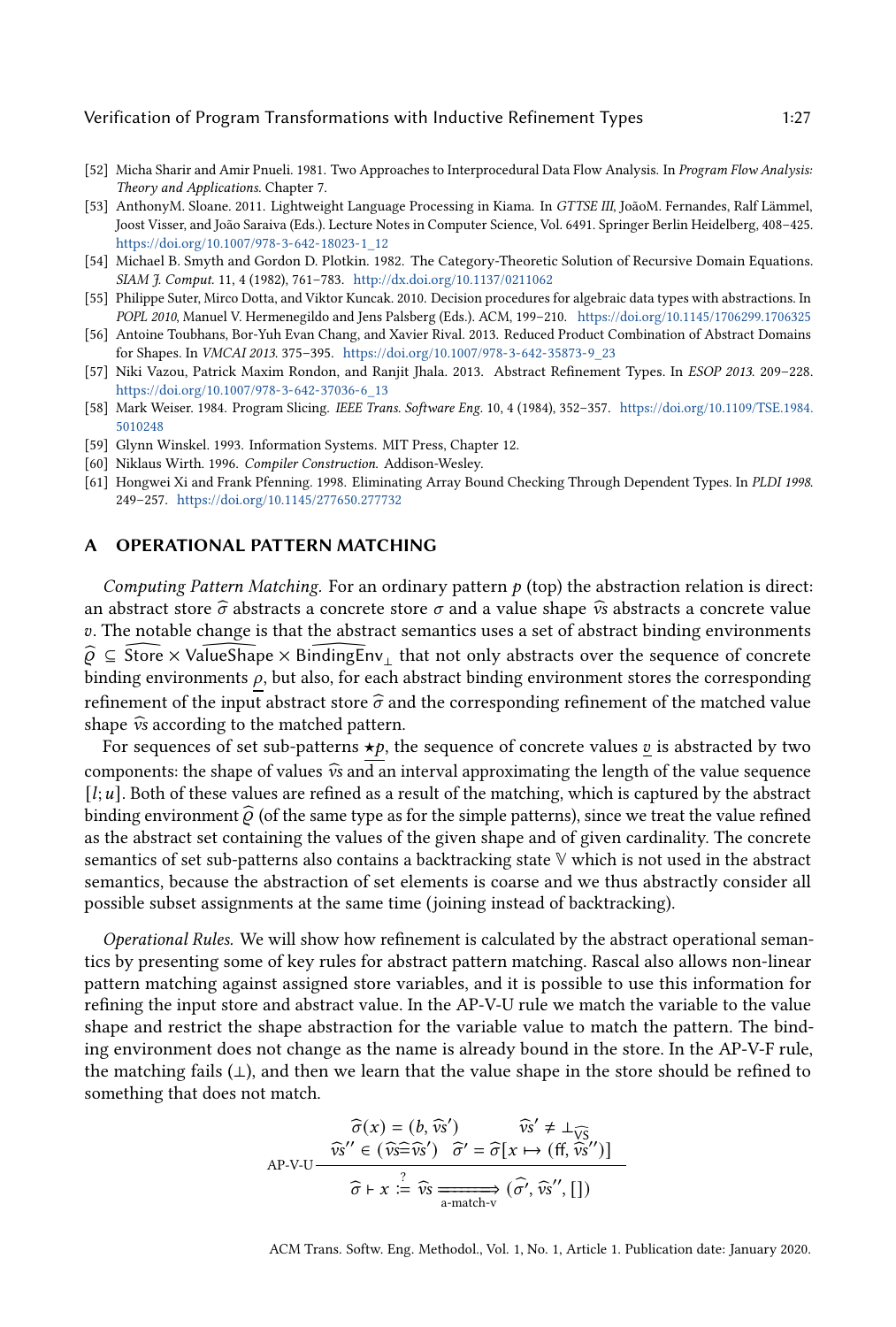[52] Micha Sharir and Amir Pnueli. 1981. Two Approaches to Interprocedural Data Flow Analysis. In *Program Flow Analysis: Theory and Applications*. Chapter 7.

[53] AnthonyM. Sloane. 2011. Lightweight Language Processing in Kiama. In *GTTSE III*, JoãoM. Fernandes, Ralf Lämmel, Joost Visser, and João Saraiva (Eds.). Lecture Notes in Computer Science, Vol. 6491. Springer Berlin Heidelberg, 408–425. https://doi.org/10.1007/978-3-642-18023-1_12

[54] Michael B. Smyth and Gordon D. Plotkin. 1982. The Category-Theoretic Solution of Recursive Domain Equations. *SIAM J. Comput.* 11, 4 (1982), 761–783. http://dx.doi.org/10.1137/0211062

[55] Philippe Suter, Mirco Dotta, and Viktor Kuncak. 2010. Decision procedures for algebraic data types with abstractions. In *POPL 2010*, Manuel V. Hermenegildo and Jens Palsberg (Eds.). ACM, 199–210. https://doi.org/10.1145/1706299.1706325

[56] Antoine Toubhans, Bor-Yuh Evan Chang, and Xavier Rival. 2013. Reduced Product Combination of Abstract Domains for Shapes. In *VMCAI 2013*. 375–395. https://doi.org/10.1007/978-3-642-35873-9_23

[57] Niki Vazou, Patrick Maxim Rondon, and Ranjit Jhala. 2013. Abstract Refinement Types. In *ESOP 2013*. 209–228. https://doi.org/10.1007/978-3-642-37036-6_13

[58] Mark Weiser. 1984. Program Slicing. *IEEE Trans. Software Eng.* 10, 4 (1984), 352–357. https://doi.org/10.1109/TSE.1984.5010248

[59] Glynn Winskel. 1993. Information Systems. MIT Press, Chapter 12.

[60] Niklaus Wirth. 1996. *Compiler Construction*. Addison-Wesley.

[61] Hongwei Xi and Frank Pfenning. 1998. Eliminating Array Bound Checking Through Dependent Types. In *PLDI 1998*. 249–257. https://doi.org/10.1145/277650.277732

## A OPERATIONAL PATTERN MATCHING

*Computing Pattern Matching.* For an ordinary pattern $p$ (top) the abstraction relation is direct: an abstract store $\widehat{\sigma}$ abstracts a concrete store $\sigma$ and a value shape $\widehat{vs}$ abstracts a concrete value $v$. The notable change is that the abstract semantics uses a set of abstract binding environments $\widehat{\varrho} \subseteq \widehat{\text{Store}} \times \widehat{\text{ValueShape}} \times \widehat{\text{BindingEnv}}_{\bot}$ that not only abstracts over the sequence of concrete binding environments $\underline{\rho}$, but also, for each abstract binding environment stores the corresponding refinement of the input abstract store $\widehat{\sigma}$ and the corresponding refinement of the matched value shape $\widehat{vs}$ according to the matched pattern.

For sequences of set sub-patterns $\star p$, the sequence of concrete values $\underline{v}$ is abstracted by two components: the shape of values $\widehat{vs}$ and an interval approximating the length of the value sequence $[l; u]$. Both of these values are refined as a result of the matching, which is captured by the abstract binding environment $\widehat{\varrho}$ (of the same type as for the simple patterns), since we treat the value refined as the abstract set containing the values of the given shape and of given cardinality. The concrete semantics of set sub-patterns also contains a backtracking state $\mathbb{V}$ which is not used in the abstract semantics, because the abstraction of set elements is coarse and we thus abstractly consider all possible subset assignments at the same time (joining instead of backtracking).

*Operational Rules.* We will show how refinement is calculated by the abstract operational semantics by presenting some of key rules for abstract pattern matching. Rascal also allows non-linear pattern matching against assigned store variables, and it is possible to use this information for refining the input store and abstract value. In the AP-V-U rule we match the variable to the value shape and restrict the shape abstraction for the variable value to match the pattern. The binding environment does not change as the name is already bound in the store. In the AP-V-F rule, the matching fails ($\bot$), and then we learn that the value shape in the store should be refined to something that does not match.

$$\text{AP-V-U}\;\frac{\widehat{\sigma}(x) = (b, \widehat{vs}') \qquad \widehat{vs}' \neq \bot_{\widehat{\text{VS}}} \qquad \widehat{vs}'' \in (\widehat{vs} \,\widehat{=}\, \widehat{vs}') \quad \widehat{\sigma}' = \widehat{\sigma}[x \mapsto (\text{ff}, \widehat{vs}'')]}{\widehat{\sigma} \vdash x \overset{?}{:=} \widehat{vs} \xrightarrow[\text{a-match-v}]{} (\widehat{\sigma}', \widehat{vs}'', [])}$$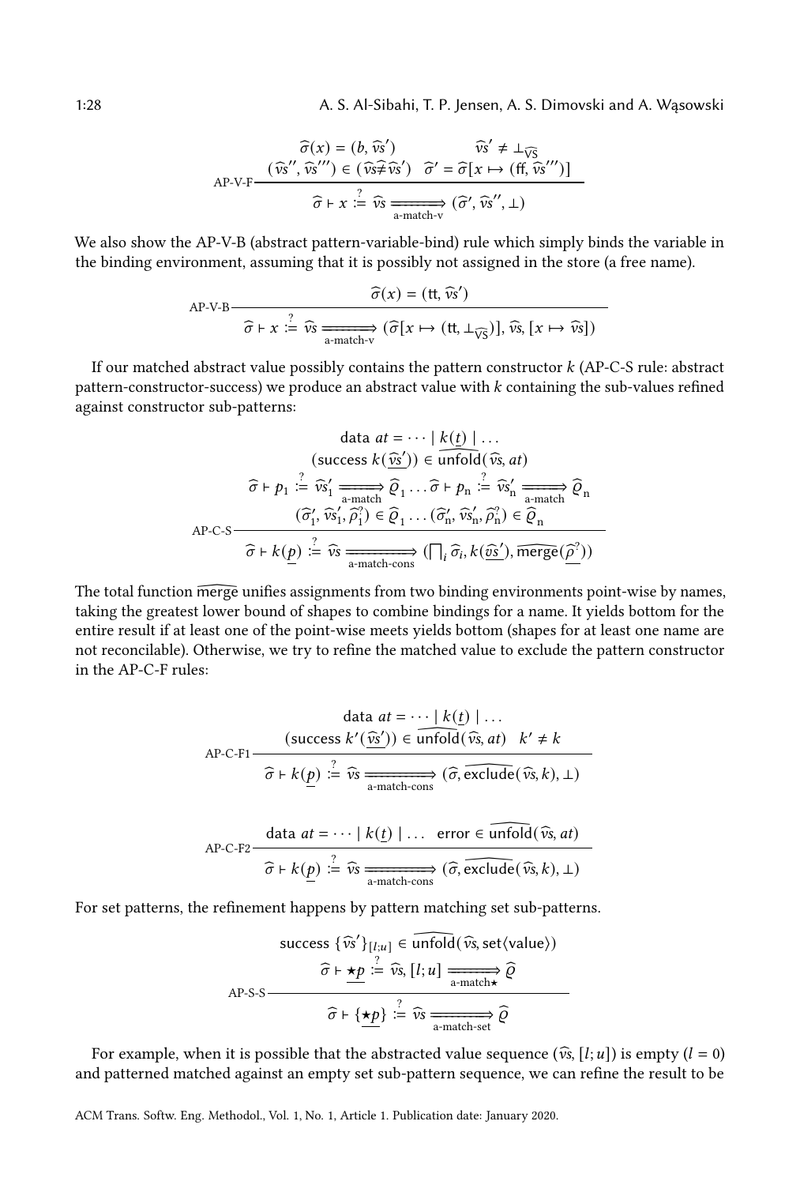$$
\text{AP-V-F}\;\frac{\widehat{\sigma}(x) = (b, \widehat{vs}') \qquad \widehat{vs}' \neq \bot_{\widehat{\text{VS}}} \qquad (\widehat{vs}'', \widehat{vs}''') \in (\widehat{vs} \widehat{\not\equiv} \widehat{vs}') \quad \widehat{\sigma}' = \widehat{\sigma}[x \mapsto (\text{ff}, \widehat{vs}''')]}{\widehat{\sigma} \vdash x \overset{?}{:=} \widehat{vs} \xRightarrow[\text{a-match-v}]{} (\widehat{\sigma}', \widehat{vs}'', \bot)}
$$

We also show the AP-V-B (abstract pattern-variable-bind) rule which simply binds the variable in the binding environment, assuming that it is possibly not assigned in the store (a free name).

$$
\text{AP-V-B}\;\frac{\widehat{\sigma}(x) = (\text{tt}, \widehat{vs}')}{\widehat{\sigma} \vdash x \overset{?}{:=} \widehat{vs} \xRightarrow[\text{a-match-v}]{} (\widehat{\sigma}[x \mapsto (\text{tt}, \bot_{\widehat{\text{VS}}})], \widehat{vs}, [x \mapsto \widehat{vs}])}
$$

If our matched abstract value possibly contains the pattern constructor $k$ (AP-C-S rule: abstract pattern-constructor-success) we produce an abstract value with $k$ containing the sub-values refined against constructor sub-patterns:

$$
\text{AP-C-S}\;\frac{\begin{array}{c}\text{data } at = \cdots \mid k(\underline{t}) \mid \ldots \\ (\text{success } k(\underline{\widehat{vs}'})) \in \widehat{\text{unfold}}(\widehat{vs}, at) \\ \widehat{\sigma} \vdash p_1 \overset{?}{:=} \widehat{vs}'_1 \xRightarrow[\text{a-match}]{} \widehat{\varrho}_1 \ldots \widehat{\sigma} \vdash p_n \overset{?}{:=} \widehat{vs}'_n \xRightarrow[\text{a-match}]{} \widehat{\varrho}_n \\ (\widehat{\sigma}'_1, \widehat{vs}'_1, \widehat{\rho}^?_1) \in \widehat{\varrho}_1 \ldots (\widehat{\sigma}'_n, \widehat{vs}'_n, \widehat{\rho}^?_n) \in \widehat{\varrho}_n\end{array}}{\widehat{\sigma} \vdash k(\underline{p}) \overset{?}{:=} \widehat{vs} \xRightarrow[\text{a-match-cons}]{} (\textstyle\bigsqcap_i \widehat{\sigma}_i, k(\underline{\widehat{vs}'}), \widehat{\text{merge}}(\underline{\widehat{\rho}^?}))}
$$

The total function $\widehat{\text{merge}}$ unifies assignments from two binding environments point-wise by names, taking the greatest lower bound of shapes to combine bindings for a name. It yields bottom for the entire result if at least one of the point-wise meets yields bottom (shapes for at least one name are not reconcilable). Otherwise, we try to refine the matched value to exclude the pattern constructor in the AP-C-F rules:

$$
\text{AP-C-F1}\;\frac{\begin{array}{c}\text{data } at = \cdots \mid k(\underline{t}) \mid \ldots \\ (\text{success } k'(\underline{\widehat{vs}'})) \in \widehat{\text{unfold}}(\widehat{vs}, at) \quad k' \neq k\end{array}}{\widehat{\sigma} \vdash k(\underline{p}) \overset{?}{:=} \widehat{vs} \xRightarrow[\text{a-match-cons}]{} (\widehat{\sigma}, \widehat{\text{exclude}}(\widehat{vs}, k), \bot)}
$$

$$
\text{AP-C-F2}\;\frac{\text{data } at = \cdots \mid k(\underline{t}) \mid \ldots \quad \text{error} \in \widehat{\text{unfold}}(\widehat{vs}, at)}{\widehat{\sigma} \vdash k(\underline{p}) \overset{?}{:=} \widehat{vs} \xRightarrow[\text{a-match-cons}]{} (\widehat{\sigma}, \widehat{\text{exclude}}(\widehat{vs}, k), \bot)}
$$

For set patterns, the refinement happens by pattern matching set sub-patterns.

$$
\text{AP-S-S}\;\frac{\begin{array}{c}\text{success } \{\widehat{vs}'\}_{[l;u]} \in \widehat{\text{unfold}}(\widehat{vs}, \text{set}\langle\text{value}\rangle) \\ \widehat{\sigma} \vdash \underline{\star p} \overset{?}{:=} \widehat{vs}, [l;u] \xRightarrow[\text{a-match}\star]{} \widehat{\varrho}\end{array}}{\widehat{\sigma} \vdash \{\underline{\star p}\} \overset{?}{:=} \widehat{vs} \xRightarrow[\text{a-match-set}]{} \widehat{\varrho}}
$$

For example, when it is possible that the abstracted value sequence $(\widehat{vs}, [l;u])$ is empty ($l = 0$) and patterned matched against an empty set sub-pattern sequence, we can refine the result to be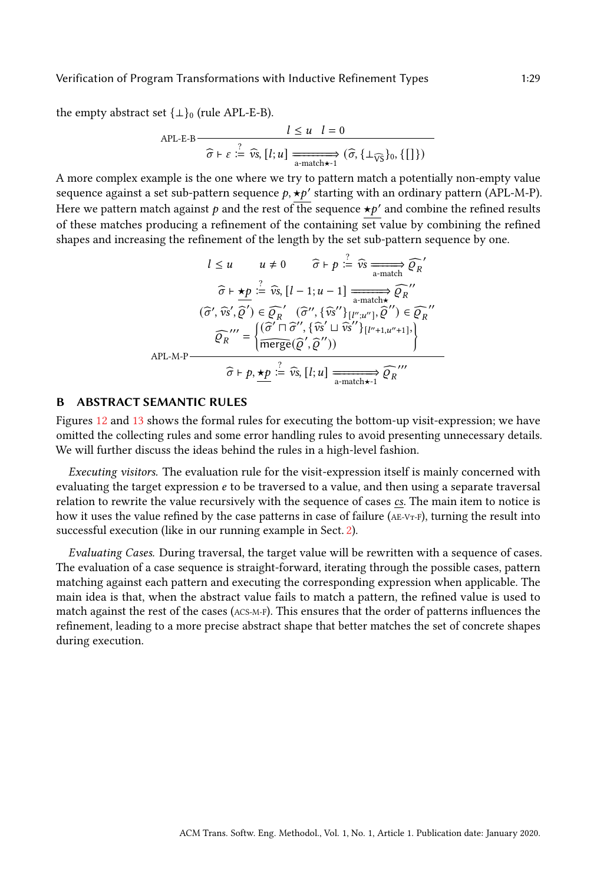the empty abstract set $\{\bot\}_0$ (rule APL-E-B).

$$\text{APL-E-B}\;\frac{l \leq u \quad l = 0}{\widehat{\sigma} \vdash \varepsilon \overset{?}{:=} \widehat{vs}, [l; u] \xRightarrow[\text{a-match}\star\text{-1}]{} (\widehat{\sigma}, \{\bot_{\widehat{\mathrm{VS}}}\}_0, \{[]\})}$$

A more complex example is the one where we try to pattern match a potentially non-empty value sequence against a set sub-pattern sequence $p, \star\underline{p'}$ starting with an ordinary pattern (APL-M-P). Here we pattern match against $p$ and the rest of the sequence $\star\underline{p'}$ and combine the refined results of these matches producing a refinement of the containing set value by combining the refined shapes and increasing the refinement of the length by the set sub-pattern sequence by one.

$$\text{APL-M-P}\;\frac{\begin{array}{c} l \leq u \qquad u \neq 0 \qquad \widehat{\sigma} \vdash p \overset{?}{:=} \widehat{vs} \xRightarrow[\text{a-match}]{} \widehat{\varrho_R}' \\ \widehat{\sigma} \vdash \star\underline{p} \overset{?}{:=} \widehat{vs}, [l-1; u-1] \xRightarrow[\text{a-match}\star]{} \widehat{\varrho_R}'' \\ (\widehat{\sigma}', \widehat{vs}', \widehat{\varrho}') \in \widehat{\varrho_R}' \quad (\widehat{\sigma}'', \{\widehat{vs}''\}_{[l'';u'']}, \widehat{\varrho}'') \in \widehat{\varrho_R}'' \\ \widehat{\varrho_R}''' = \left\{ \begin{array}{l} (\widehat{\sigma}' \sqcap \widehat{\sigma}'', \{\widehat{vs}' \sqcup \widehat{vs}''\}_{[l''+1, u''+1]}, \\ \widehat{\mathrm{merge}}(\widehat{\varrho}', \widehat{\varrho}'')) \end{array} \right\} \end{array}}{\widehat{\sigma} \vdash p, \star\underline{p} \overset{?}{:=} \widehat{vs}, [l; u] \xRightarrow[\text{a-match}\star\text{-1}]{} \widehat{\varrho_R}'''}$$

## B ABSTRACT SEMANTIC RULES

Figures 12 and 13 shows the formal rules for executing the bottom-up visit-expression; we have omitted the collecting rules and some error handling rules to avoid presenting unnecessary details. We will further discuss the ideas behind the rules in a high-level fashion.

*Executing visitors.* The evaluation rule for the visit-expression itself is mainly concerned with evaluating the target expression $e$ to be traversed to a value, and then using a separate traversal relation to rewrite the value recursively with the sequence of cases $\underline{cs}$. The main item to notice is how it uses the value refined by the case patterns in case of failure (AE-VT-F), turning the result into successful execution (like in our running example in Sect. 2).

*Evaluating Cases.* During traversal, the target value will be rewritten with a sequence of cases. The evaluation of a case sequence is straight-forward, iterating through the possible cases, pattern matching against each pattern and executing the corresponding expression when applicable. The main idea is that, when the abstract value fails to match a pattern, the refined value is used to match against the rest of the cases (ACS-M-F). This ensures that the order of patterns influences the refinement, leading to a more precise abstract shape that better matches the set of concrete shapes during execution.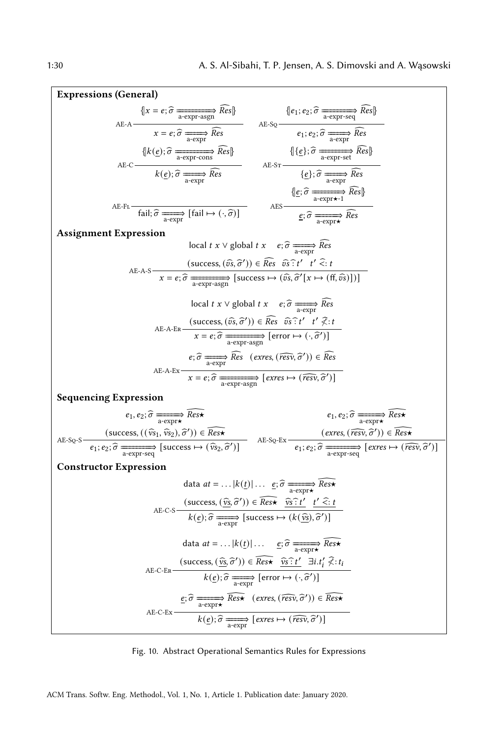**Expressions (General)**

$$\textsc{AE-A}\;\frac{\{\!|x = e; \widehat{\sigma} \xRightarrow[\text{a-expr-asgn}]{} \widehat{Res}|\!\}}{x = e; \widehat{\sigma} \xRightarrow[\text{a-expr}]{} \widehat{Res}} \qquad \textsc{AE-Sq}\;\frac{\{\!|e_1; e_2; \widehat{\sigma} \xRightarrow[\text{a-expr-seq}]{} \widehat{Res}|\!\}}{e_1; e_2; \widehat{\sigma} \xRightarrow[\text{a-expr}]{} \widehat{Res}}$$

$$\textsc{AE-C}\;\frac{\{\!|k(\underline{e}); \widehat{\sigma} \xRightarrow[\text{a-expr-cons}]{} \widehat{Res}|\!\}}{k(\underline{e}); \widehat{\sigma} \xRightarrow[\text{a-expr}]{} \widehat{Res}} \qquad \textsc{AE-St}\;\frac{\{\!|\{\underline{e}\}; \widehat{\sigma} \xRightarrow[\text{a-expr-set}]{} \widehat{Res}|\!\}}{\{\underline{e}\}; \widehat{\sigma} \xRightarrow[\text{a-expr}]{} \widehat{Res}}$$

$$\textsc{AE-Fl}\;\frac{}{\mathsf{fail}; \widehat{\sigma} \xRightarrow[\text{a-expr}]{} [\mathsf{fail} \mapsto (\cdot, \widehat{\sigma})]} \qquad \textsc{AES}\;\frac{\{\!|\underline{e}; \widehat{\sigma} \xRightarrow[\text{a-expr}\star\text{-1}]{} \widehat{Res}|\!\}}{\underline{e}; \widehat{\sigma} \xRightarrow[\text{a-expr}\star]{} \widehat{Res}}$$

**Assignment Expression**

$$\textsc{AE-A-S}\;\frac{\mathsf{local}\ t\ x \lor \mathsf{global}\ t\ x \quad e; \widehat{\sigma} \xRightarrow[\text{a-expr}]{} \widehat{Res} \qquad (\mathsf{success}, (\widehat{vs}, \widehat{\sigma}')) \in \widehat{Res} \quad \widehat{vs} \,\widehat{:}\, t' \quad t' \mathrel{\widehat{<:}} t}{x = e; \widehat{\sigma} \xRightarrow[\text{a-expr-asgn}]{} [\mathsf{success} \mapsto (\widehat{vs}, \widehat{\sigma}'[x \mapsto (\mathsf{ff}, \widehat{vs})])]}$$

$$\textsc{AE-A-Er}\;\frac{\mathsf{local}\ t\ x \lor \mathsf{global}\ t\ x \quad e; \widehat{\sigma} \xRightarrow[\text{a-expr}]{} \widehat{Res} \qquad (\mathsf{success}, (\widehat{vs}, \widehat{\sigma}')) \in \widehat{Res} \quad \widehat{vs} \,\widehat{:}\, t' \quad t' \mathrel{\widehat{\not<:}} t}{x = e; \widehat{\sigma} \xRightarrow[\text{a-expr-asgn}]{} [\mathsf{error} \mapsto (\cdot, \widehat{\sigma}')]}$$

$$\textsc{AE-A-Ex}\;\frac{e; \widehat{\sigma} \xRightarrow[\text{a-expr}]{} \widehat{Res} \quad (\mathit{exres}, (\widehat{resv}, \widehat{\sigma}')) \in \widehat{Res}}{x = e; \widehat{\sigma} \xRightarrow[\text{a-expr-asgn}]{} [\mathit{exres} \mapsto (\widehat{resv}, \widehat{\sigma}')]}$$

**Sequencing Expression**

$$\textsc{AE-Sq-S}\;\frac{e_1, e_2; \widehat{\sigma} \xRightarrow[\text{a-expr}\star]{} \widehat{Res\star} \qquad (\mathsf{success}, ((\widehat{vs}_1, \widehat{vs}_2), \widehat{\sigma}')) \in \widehat{Res\star}}{e_1; e_2; \widehat{\sigma} \xRightarrow[\text{a-expr-seq}]{} [\mathsf{success} \mapsto (\widehat{vs}_2, \widehat{\sigma}')]} \qquad \textsc{AE-Sq-Ex}\;\frac{e_1, e_2; \widehat{\sigma} \xRightarrow[\text{a-expr}\star]{} \widehat{Res\star} \qquad (\mathit{exres}, (\widehat{resv}, \widehat{\sigma}')) \in \widehat{Res\star}}{e_1; e_2; \widehat{\sigma} \xRightarrow[\text{a-expr-seq}]{} [\mathit{exres} \mapsto (\widehat{resv}, \widehat{\sigma}')]}$$

**Constructor Expression**

$$\textsc{AE-C-S}\;\frac{\mathsf{data}\ at = \ldots |k(\underline{t})| \ldots \quad \underline{e}; \widehat{\sigma} \xRightarrow[\text{a-expr}\star]{} \widehat{Res\star} \qquad (\mathsf{success}, (\underline{\widehat{vs}}, \widehat{\sigma}')) \in \widehat{Res\star} \quad \underline{\widehat{vs} \,\widehat{:}\, t'} \quad \underline{t' \mathrel{\widehat{<:}} t}}{k(\underline{e}); \widehat{\sigma} \xRightarrow[\text{a-expr}]{} [\mathsf{success} \mapsto (k(\underline{\widehat{vs}}), \widehat{\sigma}')]}$$

$$\textsc{AE-C-Er}\;\frac{\mathsf{data}\ at = \ldots |k(\underline{t})| \ldots \quad \underline{e}; \widehat{\sigma} \xRightarrow[\text{a-expr}\star]{} \widehat{Res\star} \qquad (\mathsf{success}, (\underline{\widehat{vs}}, \widehat{\sigma}')) \in \widehat{Res\star} \quad \underline{\widehat{vs} \,\widehat{:}\, t'} \quad \exists i. t'_i \mathrel{\widehat{\not<:}} t_i}{k(\underline{e}); \widehat{\sigma} \xRightarrow[\text{a-expr}]{} [\mathsf{error} \mapsto (\cdot, \widehat{\sigma}')]}$$

$$\textsc{AE-C-Ex}\;\frac{\underline{e}; \widehat{\sigma} \xRightarrow[\text{a-expr}\star]{} \widehat{Res\star} \quad (\mathit{exres}, (\widehat{resv}, \widehat{\sigma}')) \in \widehat{Res\star}}{k(\underline{e}); \widehat{\sigma} \xRightarrow[\text{a-expr}]{} [\mathit{exres} \mapsto (\widehat{resv}, \widehat{\sigma}')]}$$

Fig. 10. Abstract Operational Semantics Rules for Expressions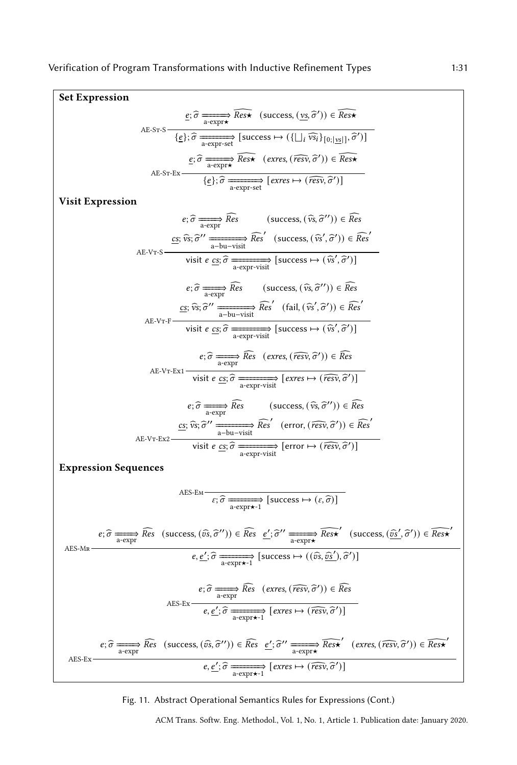**Set Expression**

$$\text{AE-St-S}\ \frac{\underline{e}; \widehat{\sigma} \xRightarrow[\text{a-expr}\star]{} \widehat{Res\star} \quad (\text{success}, (\underline{vs}, \widehat{\sigma}')) \in \widehat{Res\star}}{\{\underline{e}\}; \widehat{\sigma} \xRightarrow[\text{a-expr-set}]{} [\text{success} \mapsto (\{\bigsqcup_i \widehat{vs_i}\}_{[0;|\underline{vs}|]}, \widehat{\sigma}')]}$$

$$\text{AE-St-Ex}\ \frac{\underline{e}; \widehat{\sigma} \xRightarrow[\text{a-expr}\star]{} \widehat{Res\star} \quad (exres, (\widehat{resv}, \widehat{\sigma}')) \in \widehat{Res\star}}{\{\underline{e}\}; \widehat{\sigma} \xRightarrow[\text{a-expr-set}]{} [exres \mapsto (\widehat{resv}, \widehat{\sigma}')]}$$

**Visit Expression**

$$\text{AE-Vt-S}\ \frac{\begin{array}{c} e; \widehat{\sigma} \xRightarrow[\text{a-expr}]{} \widehat{Res} \qquad (\text{success}, (\widehat{vs}, \widehat{\sigma}'')) \in \widehat{Res} \\ \underline{cs}; \widehat{vs}; \widehat{\sigma}'' \xRightarrow[\text{a-bu-visit}]{} \widehat{Res}' \quad (\text{success}, (\widehat{vs}', \widehat{\sigma}')) \in \widehat{Res}' \end{array}}{\text{visit } e\ \underline{cs}; \widehat{\sigma} \xRightarrow[\text{a-expr-visit}]{} [\text{success} \mapsto (\widehat{vs}', \widehat{\sigma}')]}$$

$$\text{AE-Vt-F}\ \frac{\begin{array}{c} e; \widehat{\sigma} \xRightarrow[\text{a-expr}]{} \widehat{Res} \qquad (\text{success}, (\widehat{vs}, \widehat{\sigma}'')) \in \widehat{Res} \\ \underline{cs}; \widehat{vs}; \widehat{\sigma}'' \xRightarrow[\text{a-bu-visit}]{} \widehat{Res}' \quad (\text{fail}, (\widehat{vs}', \widehat{\sigma}')) \in \widehat{Res}' \end{array}}{\text{visit } e\ \underline{cs}; \widehat{\sigma} \xRightarrow[\text{a-expr-visit}]{} [\text{success} \mapsto (\widehat{vs}', \widehat{\sigma}')]}$$

$$\text{AE-Vt-Ex1}\ \frac{e; \widehat{\sigma} \xRightarrow[\text{a-expr}]{} \widehat{Res} \quad (exres, (\widehat{resv}, \widehat{\sigma}')) \in \widehat{Res}}{\text{visit } e\ \underline{cs}; \widehat{\sigma} \xRightarrow[\text{a-expr-visit}]{} [exres \mapsto (\widehat{resv}, \widehat{\sigma}')]}$$

$$\text{AE-Vt-Ex2}\ \frac{\begin{array}{c} e; \widehat{\sigma} \xRightarrow[\text{a-expr}]{} \widehat{Res} \qquad (\text{success}, (\widehat{vs}, \widehat{\sigma}'')) \in \widehat{Res} \\ \underline{cs}; \widehat{vs}; \widehat{\sigma}'' \xRightarrow[\text{a-bu-visit}]{} \widehat{Res}' \quad (\text{error}, (\widehat{resv}, \widehat{\sigma}')) \in \widehat{Res}' \end{array}}{\text{visit } e\ \underline{cs}; \widehat{\sigma} \xRightarrow[\text{a-expr-visit}]{} [\text{error} \mapsto (\widehat{resv}, \widehat{\sigma}')]}$$

**Expression Sequences**

$$\text{AES-Em}\ \frac{}{\varepsilon; \widehat{\sigma} \xRightarrow[\text{a-expr}\star\text{-1}]{} [\text{success} \mapsto (\varepsilon, \widehat{\sigma})]}$$

$$\text{AES-Mr}\ \frac{e; \widehat{\sigma} \xRightarrow[\text{a-expr}]{} \widehat{Res} \quad (\text{success}, (\widehat{vs}, \widehat{\sigma}'')) \in \widehat{Res} \quad \underline{e}'; \widehat{\sigma}'' \xRightarrow[\text{a-expr}\star]{} \widehat{Res\star}' \quad (\text{success}, (\underline{\widehat{vs}}', \widehat{\sigma}')) \in \widehat{Res\star}'}{e, \underline{e}'; \widehat{\sigma} \xRightarrow[\text{a-expr}\star\text{-1}]{} [\text{success} \mapsto ((\widehat{vs}, \underline{\widehat{vs}}'), \widehat{\sigma}')]}$$

$$\text{AES-Ex}\ \frac{e; \widehat{\sigma} \xRightarrow[\text{a-expr}]{} \widehat{Res} \quad (exres, (\widehat{resv}, \widehat{\sigma}')) \in \widehat{Res}}{e, \underline{e}'; \widehat{\sigma} \xRightarrow[\text{a-expr}\star\text{-1}]{} [exres \mapsto (\widehat{resv}, \widehat{\sigma}')]}$$

$$\text{AES-Ex}\ \frac{e; \widehat{\sigma} \xRightarrow[\text{a-expr}]{} \widehat{Res} \quad (\text{success}, (\widehat{vs}, \widehat{\sigma}'')) \in \widehat{Res} \quad \underline{e}'; \widehat{\sigma}'' \xRightarrow[\text{a-expr}\star]{} \widehat{Res\star}' \quad (exres, (\widehat{resv}, \widehat{\sigma}')) \in \widehat{Res\star}'}{e, \underline{e}'; \widehat{\sigma} \xRightarrow[\text{a-expr}\star\text{-1}]{} [exres \mapsto (\widehat{resv}, \widehat{\sigma}')]}$$

Fig. 11. Abstract Operational Semantics Rules for Expressions (Cont.)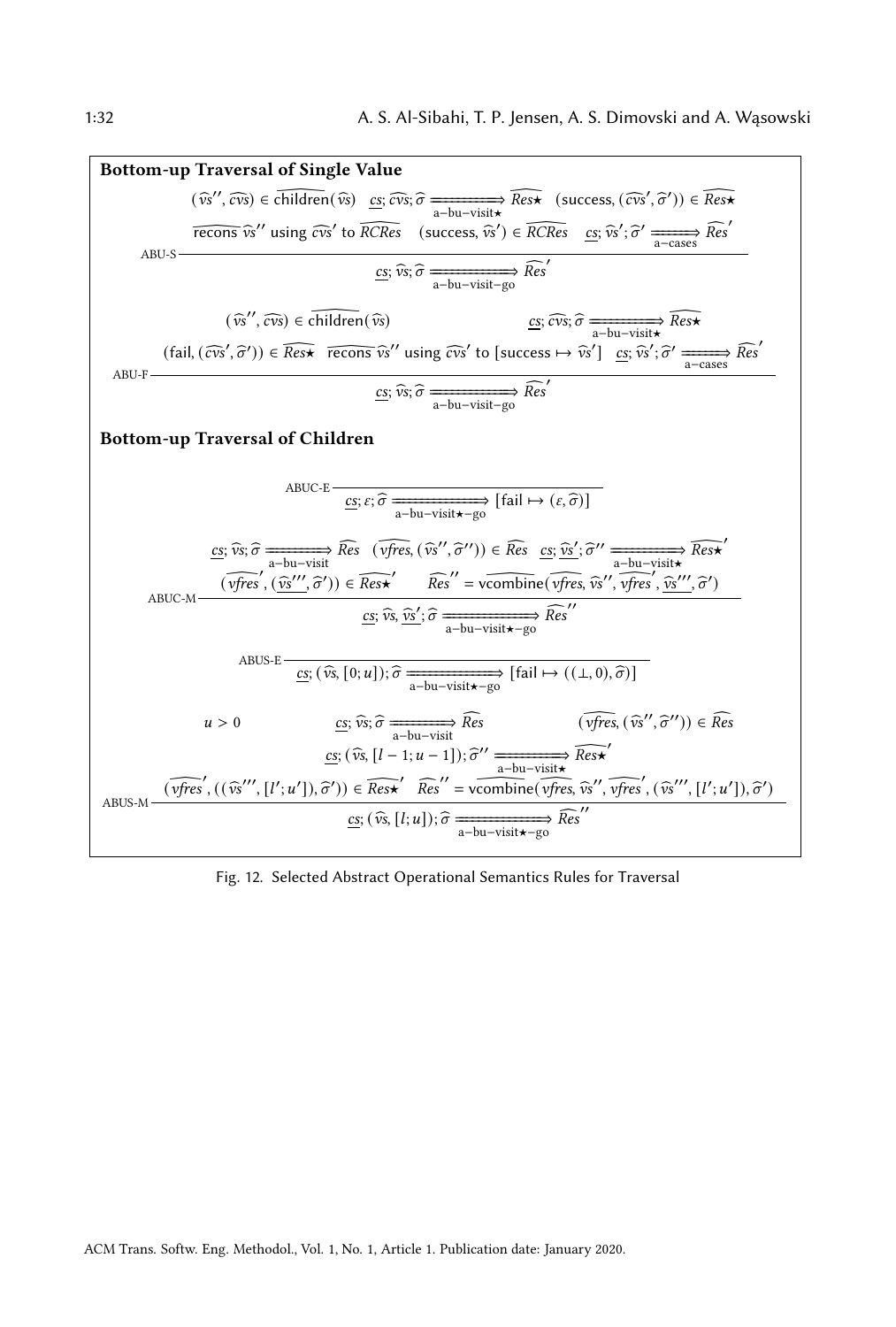**Bottom-up Traversal of Single Value**

$$\text{ABU-S}\;\frac{\begin{array}{c}(\widehat{vs}'', \widehat{cvs}) \in \widehat{\text{children}}(\widehat{vs}) \quad \underline{cs}; \widehat{cvs}; \widehat{\sigma} \xRightarrow[\text{a-bu-visit}\star]{} \widehat{Res\star} \quad (\text{success}, (\widehat{cvs}', \widehat{\sigma}')) \in \widehat{Res\star} \\ \widehat{\text{recons}}\ \widehat{vs}'' \text{ using } \widehat{cvs}' \text{ to } \widehat{RCRes} \quad (\text{success}, \widehat{vs}') \in \widehat{RCRes} \quad \underline{cs}; \widehat{vs}'; \widehat{\sigma}' \xRightarrow[\text{a-cases}]{} \widehat{Res}'\end{array}}{\underline{cs}; \widehat{vs}; \widehat{\sigma} \xRightarrow[\text{a-bu-visit-go}]{} \widehat{Res}'}$$

$$\text{ABU-F}\;\frac{\begin{array}{c}(\widehat{vs}'', \widehat{cvs}) \in \widehat{\text{children}}(\widehat{vs}) \qquad \underline{cs}; \widehat{cvs}; \widehat{\sigma} \xRightarrow[\text{a-bu-visit}\star]{} \widehat{Res\star} \\ (\text{fail}, (\widehat{cvs}', \widehat{\sigma}')) \in \widehat{Res\star} \quad \widehat{\text{recons}}\ \widehat{vs}'' \text{ using } \widehat{cvs}' \text{ to } [\text{success} \mapsto \widehat{vs}'] \quad \underline{cs}; \widehat{vs}'; \widehat{\sigma}' \xRightarrow[\text{a-cases}]{} \widehat{Res}'\end{array}}{\underline{cs}; \widehat{vs}; \widehat{\sigma} \xRightarrow[\text{a-bu-visit-go}]{} \widehat{Res}'}$$

**Bottom-up Traversal of Children**

$$\text{ABUC-E}\;\frac{}{\underline{cs}; \varepsilon; \widehat{\sigma} \xRightarrow[\text{a-bu-visit}\star\text{-go}]{} [\text{fail} \mapsto (\varepsilon, \widehat{\sigma})]}$$

$$\text{ABUC-M}\;\frac{\begin{array}{c}\underline{cs}; \widehat{vs}; \widehat{\sigma} \xRightarrow[\text{a-bu-visit}]{} \widehat{Res} \quad (\widehat{vfres}, (\widehat{vs}'', \widehat{\sigma}'')) \in \widehat{Res} \quad \underline{cs}; \underline{\widehat{vs}'}; \widehat{\sigma}'' \xRightarrow[\text{a-bu-visit}\star]{} \widehat{Res\star}' \\ (\widehat{vfres}', (\underline{\widehat{vs}'''}, \widehat{\sigma}')) \in \widehat{Res\star}' \qquad \widehat{Res}'' = \widehat{\text{vcombine}}(\widehat{vfres}, \widehat{vs}'', \widehat{vfres}', \underline{\widehat{vs}'''}, \widehat{\sigma}')\end{array}}{\underline{cs}; \widehat{vs}, \underline{\widehat{vs}'}; \widehat{\sigma} \xRightarrow[\text{a-bu-visit}\star\text{-go}]{} \widehat{Res}''}$$

$$\text{ABUS-E}\;\frac{}{\underline{cs}; (\widehat{vs}, [0; u]); \widehat{\sigma} \xRightarrow[\text{a-bu-visit}\star\text{-go}]{} [\text{fail} \mapsto ((\bot, 0), \widehat{\sigma})]}$$

$$\text{ABUS-M}\;\frac{\begin{array}{c}u > 0 \qquad \underline{cs}; \widehat{vs}; \widehat{\sigma} \xRightarrow[\text{a-bu-visit}]{} \widehat{Res} \qquad (\widehat{vfres}, (\widehat{vs}'', \widehat{\sigma}'')) \in \widehat{Res} \\ \underline{cs}; (\widehat{vs}, [l-1; u-1]); \widehat{\sigma}'' \xRightarrow[\text{a-bu-visit}\star]{} \widehat{Res\star}' \\ (\widehat{vfres}', ((\widehat{vs}''', [l'; u']), \widehat{\sigma}')) \in \widehat{Res\star}' \quad \widehat{Res}'' = \widehat{\text{vcombine}}(\widehat{vfres}, \widehat{vs}'', \widehat{vfres}', (\widehat{vs}''', [l'; u']), \widehat{\sigma}')\end{array}}{\underline{cs}; (\widehat{vs}, [l; u]); \widehat{\sigma} \xRightarrow[\text{a-bu-visit}\star\text{-go}]{} \widehat{Res}''}$$

Fig. 12. Selected Abstract Operational Semantics Rules for Traversal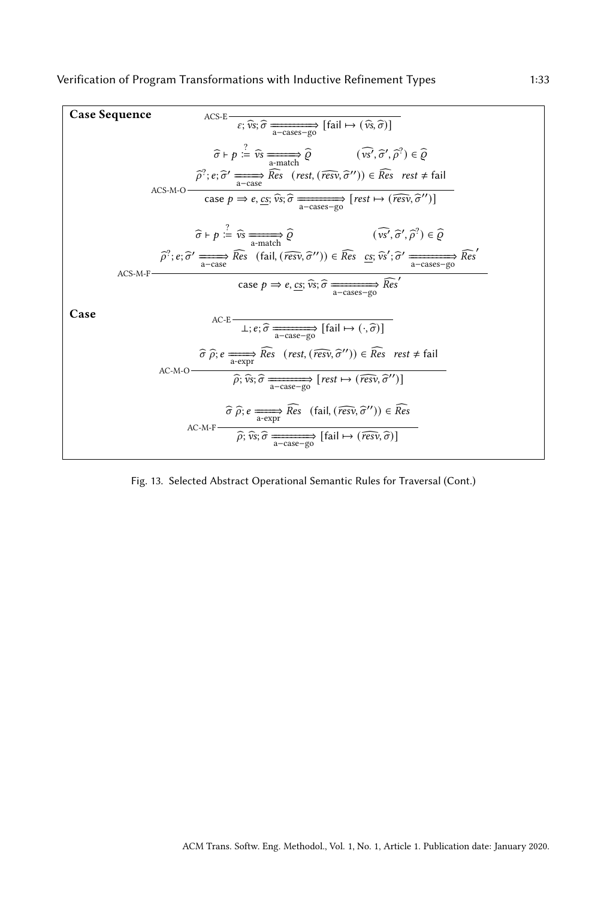**Case Sequence**

$$\text{ACS-E}\ \frac{}{\varepsilon; \widehat{vs}; \widehat{\sigma} \xRightarrow[\text{a-cases-go}]{} [\mathsf{fail} \mapsto (\widehat{vs}, \widehat{\sigma})]}$$

$$\text{ACS-M-O}\ \frac{\widehat{\sigma} \vdash p \overset{?}{\coloneqq} \widehat{vs} \xRightarrow[\text{a-match}]{} \widehat{\varrho} \qquad (\widehat{vs'}, \widehat{\sigma}', \widehat{\rho}^{?}) \in \widehat{\varrho} \qquad \widehat{\rho}^{?}; e; \widehat{\sigma}' \xRightarrow[\text{a-case}]{} \widehat{Res} \quad (rest, (\widehat{resv}, \widehat{\sigma}'')) \in \widehat{Res} \quad rest \neq \mathsf{fail}}{\mathsf{case}\ p \Rightarrow e, \underline{cs}; \widehat{vs}; \widehat{\sigma} \xRightarrow[\text{a-cases-go}]{} [rest \mapsto (\widehat{resv}, \widehat{\sigma}'')]}$$

$$\text{ACS-M-F}\ \frac{\widehat{\sigma} \vdash p \overset{?}{\coloneqq} \widehat{vs} \xRightarrow[\text{a-match}]{} \widehat{\varrho} \qquad (\widehat{vs'}, \widehat{\sigma}', \widehat{\rho}^{?}) \in \widehat{\varrho} \qquad \widehat{\rho}^{?}; e; \widehat{\sigma}' \xRightarrow[\text{a-case}]{} \widehat{Res} \quad (\mathsf{fail}, (\widehat{resv}, \widehat{\sigma}'')) \in \widehat{Res} \quad \underline{cs}; \widehat{vs}'; \widehat{\sigma}' \xRightarrow[\text{a-cases-go}]{} \widehat{Res}'}{\mathsf{case}\ p \Rightarrow e, \underline{cs}; \widehat{vs}; \widehat{\sigma} \xRightarrow[\text{a-cases-go}]{} \widehat{Res}'}$$

**Case**

$$\text{AC-E}\ \frac{}{\bot; e; \widehat{\sigma} \xRightarrow[\text{a-case-go}]{} [\mathsf{fail} \mapsto (\cdot, \widehat{\sigma})]}$$

$$\text{AC-M-O}\ \frac{\widehat{\sigma}\ \widehat{\rho}; e \xRightarrow[\text{a-expr}]{} \widehat{Res} \quad (rest, (\widehat{resv}, \widehat{\sigma}'')) \in \widehat{Res} \quad rest \neq \mathsf{fail}}{\widehat{\rho}; \widehat{vs}; \widehat{\sigma} \xRightarrow[\text{a-case-go}]{} [rest \mapsto (\widehat{resv}, \widehat{\sigma}'')]}$$

$$\text{AC-M-F}\ \frac{\widehat{\sigma}\ \widehat{\rho}; e \xRightarrow[\text{a-expr}]{} \widehat{Res} \quad (\mathsf{fail}, (\widehat{resv}, \widehat{\sigma}'')) \in \widehat{Res}}{\widehat{\rho}; \widehat{vs}; \widehat{\sigma} \xRightarrow[\text{a-case-go}]{} [\mathsf{fail} \mapsto (\widehat{resv}, \widehat{\sigma})]}$$

Fig. 13. Selected Abstract Operational Semantic Rules for Traversal (Cont.)